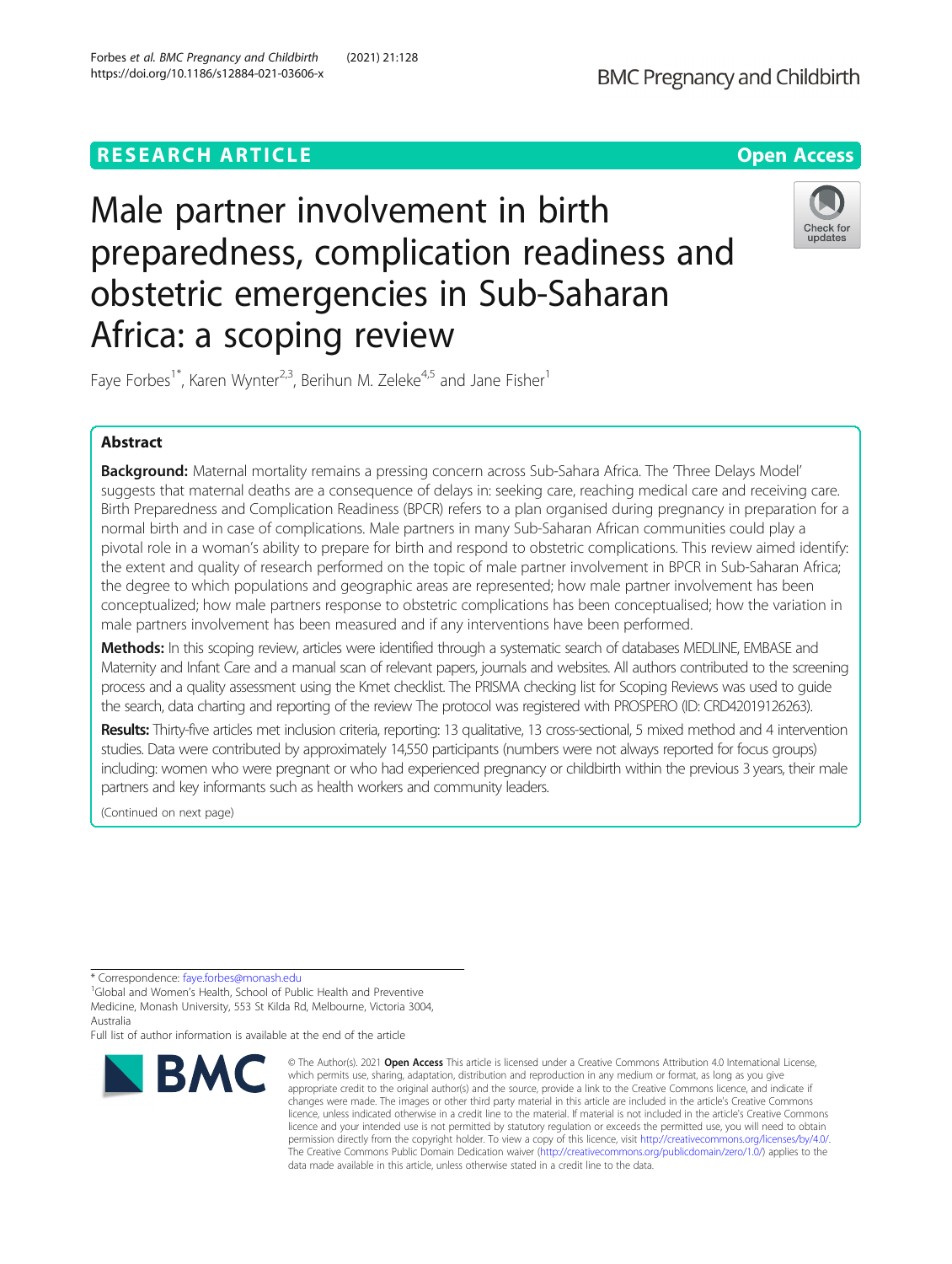RESEARCH ARTICLE

Open Access

# Male partner involvement in birth preparedness, complication readiness and obstetric emergencies in Sub-Saharan Africa: a scoping review

Faye Forbes[1*], Karen Wynter[2,3], Berihun M. Zeleke[4,5] and Jane Fisher[1]

## Abstract

**Background:** Maternal mortality remains a pressing concern across Sub-Sahara Africa. The 'Three Delays Model' suggests that maternal deaths are a consequence of delays in: seeking care, reaching medical care and receiving care. Birth Preparedness and Complication Readiness (BPCR) refers to a plan organised during pregnancy in preparation for a normal birth and in case of complications. Male partners in many Sub-Saharan African communities could play a pivotal role in a woman's ability to prepare for birth and respond to obstetric complications. This review aimed identify: the extent and quality of research performed on the topic of male partner involvement in BPCR in Sub-Saharan Africa; the degree to which populations and geographic areas are represented; how male partner involvement has been conceptualized; how male partners response to obstetric complications has been conceptualised; how the variation in male partners involvement has been measured and if any interventions have been performed.

**Methods:** In this scoping review, articles were identified through a systematic search of databases MEDLINE, EMBASE and Maternity and Infant Care and a manual scan of relevant papers, journals and websites. All authors contributed to the screening process and a quality assessment using the Kmet checklist. The PRISMA checking list for Scoping Reviews was used to guide the search, data charting and reporting of the review The protocol was registered with PROSPERO (ID: CRD42019126263).

**Results:** Thirty-five articles met inclusion criteria, reporting: 13 qualitative, 13 cross-sectional, 5 mixed method and 4 intervention studies. Data were contributed by approximately 14,550 participants (numbers were not always reported for focus groups) including: women who were pregnant or who had experienced pregnancy or childbirth within the previous 3 years, their male partners and key informants such as health workers and community leaders.

(Continued on next page)

\* Correspondence: faye.forbes@monash.edu

[1]Global and Women's Health, School of Public Health and Preventive Medicine, Monash University, 553 St Kilda Rd, Melbourne, Victoria 3004, Australia

Full list of author information is available at the end of the article

© The Author(s). 2021 **Open Access** This article is licensed under a Creative Commons Attribution 4.0 International License, which permits use, sharing, adaptation, distribution and reproduction in any medium or format, as long as you give appropriate credit to the original author(s) and the source, provide a link to the Creative Commons licence, and indicate if changes were made. The images or other third party material in this article are included in the article's Creative Commons licence, unless indicated otherwise in a credit line to the material. If material is not included in the article's Creative Commons licence and your intended use is not permitted by statutory regulation or exceeds the permitted use, you will need to obtain permission directly from the copyright holder. To view a copy of this licence, visit http://creativecommons.org/licenses/by/4.0/. The Creative Commons Public Domain Dedication waiver (http://creativecommons.org/publicdomain/zero/1.0/) applies to the data made available in this article, unless otherwise stated in a credit line to the data.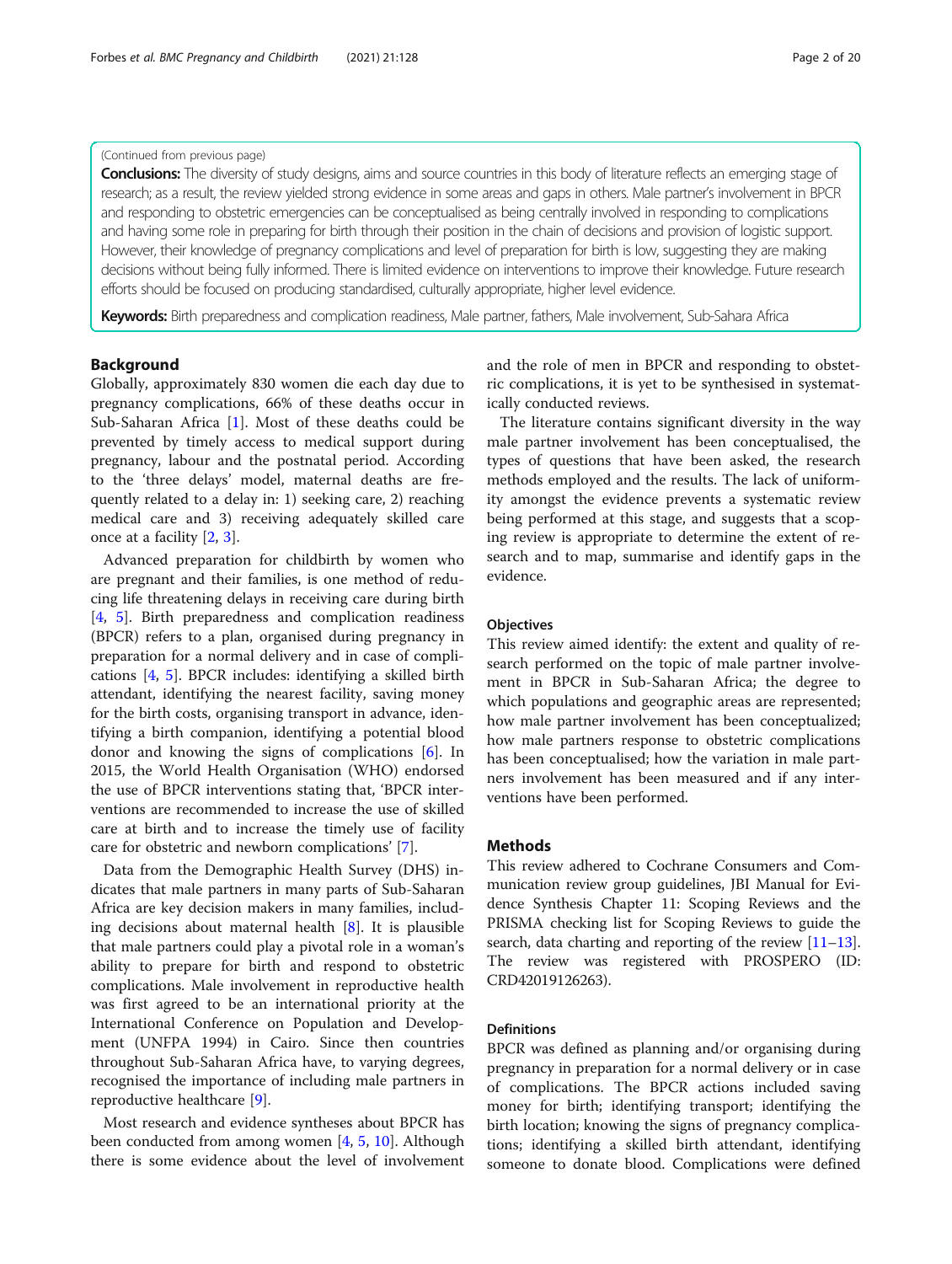(Continued from previous page)

**Conclusions:** The diversity of study designs, aims and source countries in this body of literature reflects an emerging stage of research; as a result, the review yielded strong evidence in some areas and gaps in others. Male partner's involvement in BPCR and responding to obstetric emergencies can be conceptualised as being centrally involved in responding to complications and having some role in preparing for birth through their position in the chain of decisions and provision of logistic support. However, their knowledge of pregnancy complications and level of preparation for birth is low, suggesting they are making decisions without being fully informed. There is limited evidence on interventions to improve their knowledge. Future research efforts should be focused on producing standardised, culturally appropriate, higher level evidence.

**Keywords:** Birth preparedness and complication readiness, Male partner, fathers, Male involvement, Sub-Sahara Africa

## Background

Globally, approximately 830 women die each day due to pregnancy complications, 66% of these deaths occur in Sub-Saharan Africa [1]. Most of these deaths could be prevented by timely access to medical support during pregnancy, labour and the postnatal period. According to the 'three delays' model, maternal deaths are frequently related to a delay in: 1) seeking care, 2) reaching medical care and 3) receiving adequately skilled care once at a facility [2, 3].

Advanced preparation for childbirth by women who are pregnant and their families, is one method of reducing life threatening delays in receiving care during birth [4, 5]. Birth preparedness and complication readiness (BPCR) refers to a plan, organised during pregnancy in preparation for a normal delivery and in case of complications [4, 5]. BPCR includes: identifying a skilled birth attendant, identifying the nearest facility, saving money for the birth costs, organising transport in advance, identifying a birth companion, identifying a potential blood donor and knowing the signs of complications [6]. In 2015, the World Health Organisation (WHO) endorsed the use of BPCR interventions stating that, 'BPCR interventions are recommended to increase the use of skilled care at birth and to increase the timely use of facility care for obstetric and newborn complications' [7].

Data from the Demographic Health Survey (DHS) indicates that male partners in many parts of Sub-Saharan Africa are key decision makers in many families, including decisions about maternal health [8]. It is plausible that male partners could play a pivotal role in a woman's ability to prepare for birth and respond to obstetric complications. Male involvement in reproductive health was first agreed to be an international priority at the International Conference on Population and Development (UNFPA 1994) in Cairo. Since then countries throughout Sub-Saharan Africa have, to varying degrees, recognised the importance of including male partners in reproductive healthcare [9].

Most research and evidence syntheses about BPCR has been conducted from among women [4, 5, 10]. Although there is some evidence about the level of involvement and the role of men in BPCR and responding to obstetric complications, it is yet to be synthesised in systematically conducted reviews.

The literature contains significant diversity in the way male partner involvement has been conceptualised, the types of questions that have been asked, the research methods employed and the results. The lack of uniformity amongst the evidence prevents a systematic review being performed at this stage, and suggests that a scoping review is appropriate to determine the extent of research and to map, summarise and identify gaps in the evidence.

### Objectives

This review aimed identify: the extent and quality of research performed on the topic of male partner involvement in BPCR in Sub-Saharan Africa; the degree to which populations and geographic areas are represented; how male partner involvement has been conceptualized; how male partners response to obstetric complications has been conceptualised; how the variation in male partners involvement has been measured and if any interventions have been performed.

## Methods

This review adhered to Cochrane Consumers and Communication review group guidelines, JBI Manual for Evidence Synthesis Chapter 11: Scoping Reviews and the PRISMA checking list for Scoping Reviews to guide the search, data charting and reporting of the review [11–13]. The review was registered with PROSPERO (ID: CRD42019126263).

### Definitions

BPCR was defined as planning and/or organising during pregnancy in preparation for a normal delivery or in case of complications. The BPCR actions included saving money for birth; identifying transport; identifying the birth location; knowing the signs of pregnancy complications; identifying a skilled birth attendant, identifying someone to donate blood. Complications were defined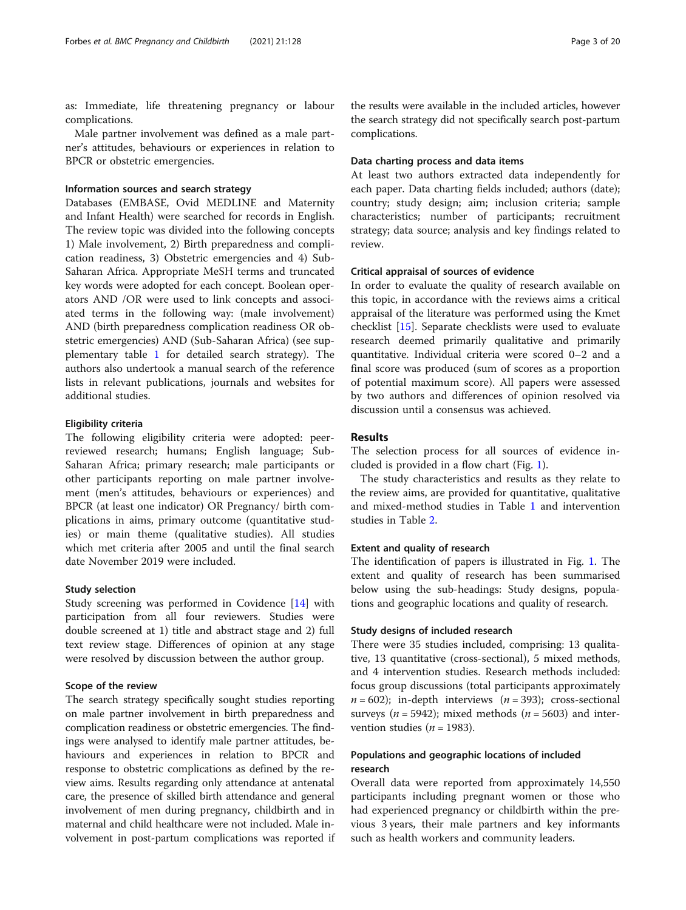as: Immediate, life threatening pregnancy or labour complications.

Male partner involvement was defined as a male partner's attitudes, behaviours or experiences in relation to BPCR or obstetric emergencies.

### Information sources and search strategy

Databases (EMBASE, Ovid MEDLINE and Maternity and Infant Health) were searched for records in English. The review topic was divided into the following concepts 1) Male involvement, 2) Birth preparedness and complication readiness, 3) Obstetric emergencies and 4) Sub-Saharan Africa. Appropriate MeSH terms and truncated key words were adopted for each concept. Boolean operators AND /OR were used to link concepts and associated terms in the following way: (male involvement) AND (birth preparedness complication readiness OR obstetric emergencies) AND (Sub-Saharan Africa) (see supplementary table 1 for detailed search strategy). The authors also undertook a manual search of the reference lists in relevant publications, journals and websites for additional studies.

### Eligibility criteria

The following eligibility criteria were adopted: peer-reviewed research; humans; English language; Sub-Saharan Africa; primary research; male participants or other participants reporting on male partner involvement (men's attitudes, behaviours or experiences) and BPCR (at least one indicator) OR Pregnancy/ birth complications in aims, primary outcome (quantitative studies) or main theme (qualitative studies). All studies which met criteria after 2005 and until the final search date November 2019 were included.

### Study selection

Study screening was performed in Covidence [14] with participation from all four reviewers. Studies were double screened at 1) title and abstract stage and 2) full text review stage. Differences of opinion at any stage were resolved by discussion between the author group.

### Scope of the review

The search strategy specifically sought studies reporting on male partner involvement in birth preparedness and complication readiness or obstetric emergencies. The findings were analysed to identify male partner attitudes, behaviours and experiences in relation to BPCR and response to obstetric complications as defined by the review aims. Results regarding only attendance at antenatal care, the presence of skilled birth attendance and general involvement of men during pregnancy, childbirth and in maternal and child healthcare were not included. Male involvement in post-partum complications was reported if the results were available in the included articles, however the search strategy did not specifically search post-partum complications.

### Data charting process and data items

At least two authors extracted data independently for each paper. Data charting fields included; authors (date); country; study design; aim; inclusion criteria; sample characteristics; number of participants; recruitment strategy; data source; analysis and key findings related to review.

### Critical appraisal of sources of evidence

In order to evaluate the quality of research available on this topic, in accordance with the reviews aims a critical appraisal of the literature was performed using the Kmet checklist [15]. Separate checklists were used to evaluate research deemed primarily qualitative and primarily quantitative. Individual criteria were scored 0–2 and a final score was produced (sum of scores as a proportion of potential maximum score). All papers were assessed by two authors and differences of opinion resolved via discussion until a consensus was achieved.

## Results

The selection process for all sources of evidence included is provided in a flow chart (Fig. 1).

The study characteristics and results as they relate to the review aims, are provided for quantitative, qualitative and mixed-method studies in Table 1 and intervention studies in Table 2.

### Extent and quality of research

The identification of papers is illustrated in Fig. 1. The extent and quality of research has been summarised below using the sub-headings: Study designs, populations and geographic locations and quality of research.

### Study designs of included research

There were 35 studies included, comprising: 13 qualitative, 13 quantitative (cross-sectional), 5 mixed methods, and 4 intervention studies. Research methods included: focus group discussions (total participants approximately $n = 602$); in-depth interviews ($n = 393$); cross-sectional surveys ($n = 5942$); mixed methods ($n = 5603$) and intervention studies ($n = 1983$).

### Populations and geographic locations of included research

Overall data were reported from approximately 14,550 participants including pregnant women or those who had experienced pregnancy or childbirth within the previous 3 years, their male partners and key informants such as health workers and community leaders.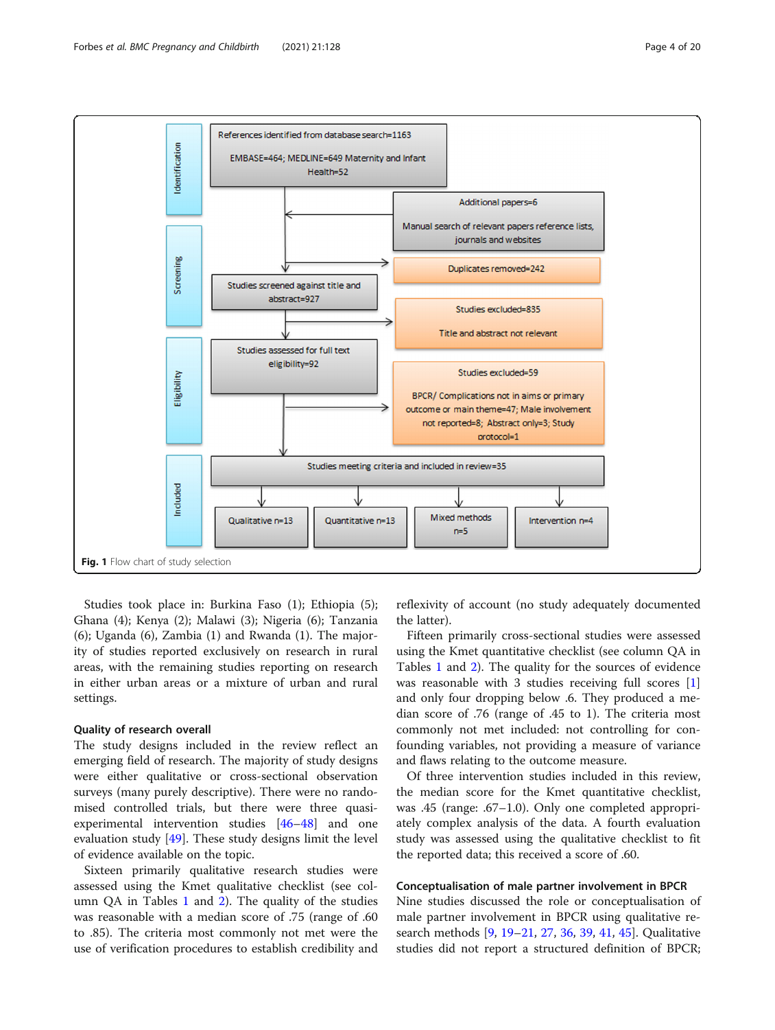References identified from database search=1163

EMBASE=464; MEDLINE=649 Maternity and Infant Health=52

Additional papers=6

Manual search of relevant papers reference lists, journals and websites

Duplicates removed=242

Studies screened against title and abstract=927

Studies excluded=835

Title and abstract not relevant

Studies assessed for full text eligibility=92

Studies excluded=59

BPCR/ Complications not in aims or primary outcome or main theme=47; Male involvement not reported=8; Abstract only=3; Study protocol=1

Studies meeting criteria and included in review=35

Qualitative n=13 | Quantitative n=13 | Mixed methods n=5 | Intervention n=4

Identification | Screening | Eligibility | Included

**Fig. 1** Flow chart of study selection

Studies took place in: Burkina Faso (1); Ethiopia (5); Ghana (4); Kenya (2); Malawi (3); Nigeria (6); Tanzania (6); Uganda (6), Zambia (1) and Rwanda (1). The majority of studies reported exclusively on research in rural areas, with the remaining studies reporting on research in either urban areas or a mixture of urban and rural settings.

### Quality of research overall

The study designs included in the review reflect an emerging field of research. The majority of study designs were either qualitative or cross-sectional observation surveys (many purely descriptive). There were no randomised controlled trials, but there were three quasi-experimental intervention studies [46–48] and one evaluation study [49]. These study designs limit the level of evidence available on the topic.

Sixteen primarily qualitative research studies were assessed using the Kmet qualitative checklist (see column QA in Tables 1 and 2). The quality of the studies was reasonable with a median score of .75 (range of .60 to .85). The criteria most commonly not met were the use of verification procedures to establish credibility and reflexivity of account (no study adequately documented the latter).

Fifteen primarily cross-sectional studies were assessed using the Kmet quantitative checklist (see column QA in Tables 1 and 2). The quality for the sources of evidence was reasonable with 3 studies receiving full scores [1] and only four dropping below .6. They produced a median score of .76 (range of .45 to 1). The criteria most commonly not met included: not controlling for confounding variables, not providing a measure of variance and flaws relating to the outcome measure.

Of three intervention studies included in this review, the median score for the Kmet quantitative checklist, was .45 (range: .67–1.0). Only one completed appropriately complex analysis of the data. A fourth evaluation study was assessed using the qualitative checklist to fit the reported data; this received a score of .60.

### Conceptualisation of male partner involvement in BPCR

Nine studies discussed the role or conceptualisation of male partner involvement in BPCR using qualitative research methods [9, 19–21, 27, 36, 39, 41, 45]. Qualitative studies did not report a structured definition of BPCR;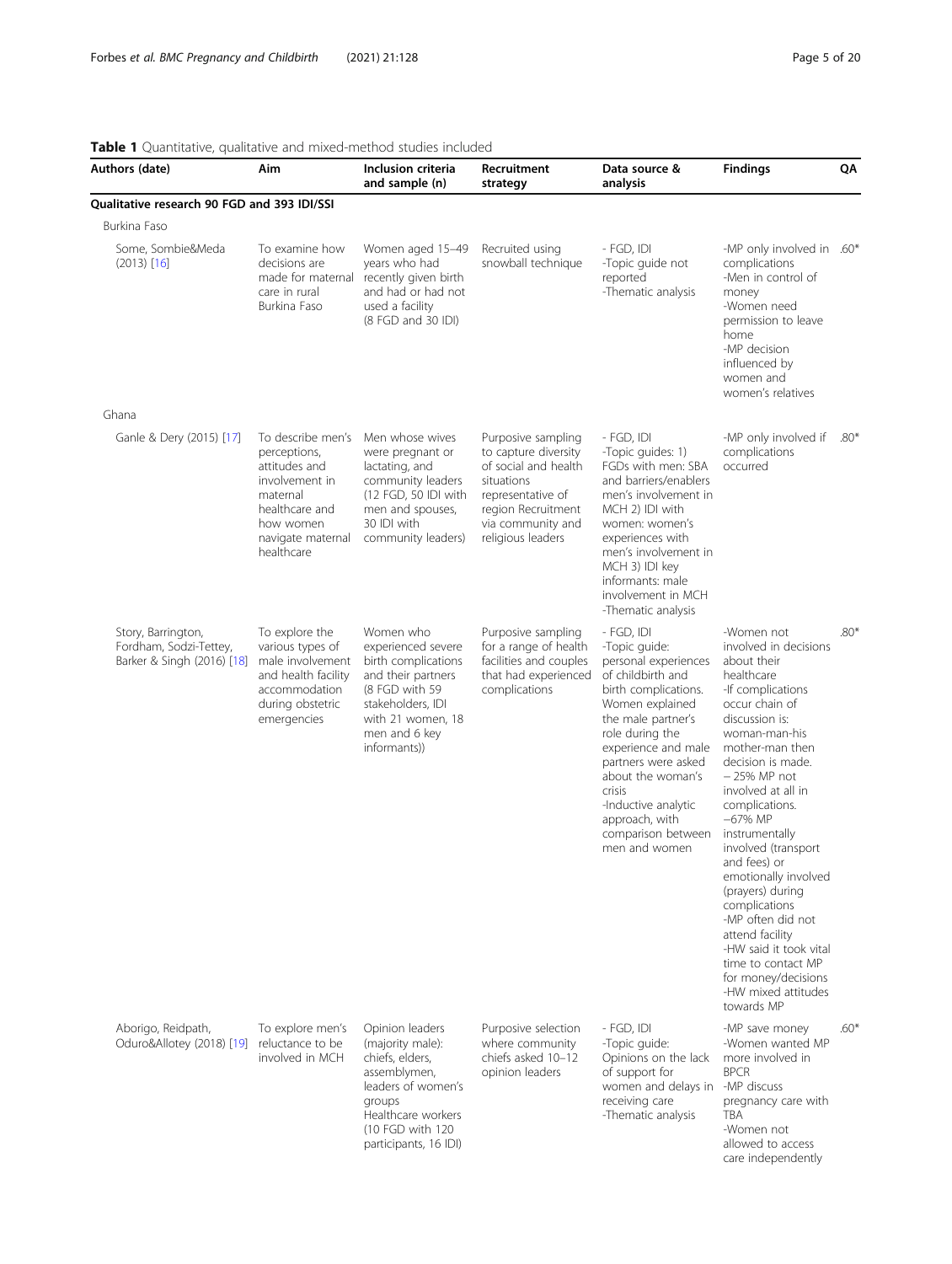**Table 1** Quantitative, qualitative and mixed-method studies included

| Authors (date) | Aim | Inclusion criteria and sample (n) | Recruitment strategy | Data source & analysis | Findings | QA |
|---|---|---|---|---|---|---|
| **Qualitative research 90 FGD and 393 IDI/SSI** | | | | | | |
| Burkina Faso | | | | | | |
| Some, Sombie&Meda (2013) [16] | To examine how decisions are made for maternal care in rural Burkina Faso | Women aged 15–49 years who had recently given birth and had or has not used a facility (8 FGD and 30 IDI) | Recruited using snowball technique | - FGD, IDI<br>-Topic guide not reported<br>-Thematic analysis | -MP only involved in complications<br>-Men in control of money<br>-Women need permission to leave home<br>-MP decision influenced by women and women's relatives | .60* |
| Ghana | | | | | | |
| Ganle & Dery (2015) [17] | To describe men's perceptions, attitudes and involvement in maternal healthcare and how women navigate maternal healthcare | Men whose wives were pregnant or lactating, and community leaders (12 FGD, 50 IDI with men and spouses, 30 IDI with community leaders) | Purposive sampling to capture diversity of social and health situations representative of region Recruitment via community and religious leaders | - FGD, IDI<br>-Topic guides: 1) FGDs with men: SBA and barriers/enablers men's involvement in MCH 2) IDI with women: women's experiences with men's involvement in MCH 3) IDI key informants: male involvement in MCH<br>-Thematic analysis | -MP only involved if complications occurred | .80* |
| Story, Barrington, Fordham, Sodzi-Tettey, Barker & Singh (2016) [18] | To explore the various types of male involvement and health facility accommodation during obstetric emergencies | Women who experienced severe birth complications and their partners (8 FGD with 59 stakeholders, IDI with 21 women, 18 men and 6 key informants)) | Purposive sampling for a range of health facilities and couples that had experienced complications | - FGD, IDI<br>-Topic guide: personal experiences of childbirth and birth complications. Women explained the male partner's role during the experience and male partners were asked about the woman's crisis<br>-Inductive analytic approach, with comparison between men and women | -Women not involved in decisions about their healthcare<br>-If complications occur chain of discussion is: woman-man-his mother-man then decision is made.<br>– 25% MP not involved at all in complications.<br>–67% MP instrumentally involved (transport and fees) or emotionally involved (prayers) during complications<br>-MP often did not attend facility<br>-HW said it took vital time to contact MP for money/decisions<br>-HW mixed attitudes towards MP | .80* |
| Aborigo, Reidpath, Oduro&Allotey (2018) [19] | To explore men's reluctance to be involved in MCH | Opinion leaders (majority male): chiefs, elders, assemblymen, leaders of women's groups Healthcare workers (10 FGD with 120 participants, 16 IDI) | Purposive selection where community chiefs asked 10–12 opinion leaders | - FGD, IDI<br>-Topic guide: Opinions on the lack of support for women and delays in receiving care<br>-Thematic analysis | -MP save money<br>-Women wanted MP more involved in BPCR<br>-MP discuss pregnancy care with TBA<br>-Women not allowed to access care independently | .60* |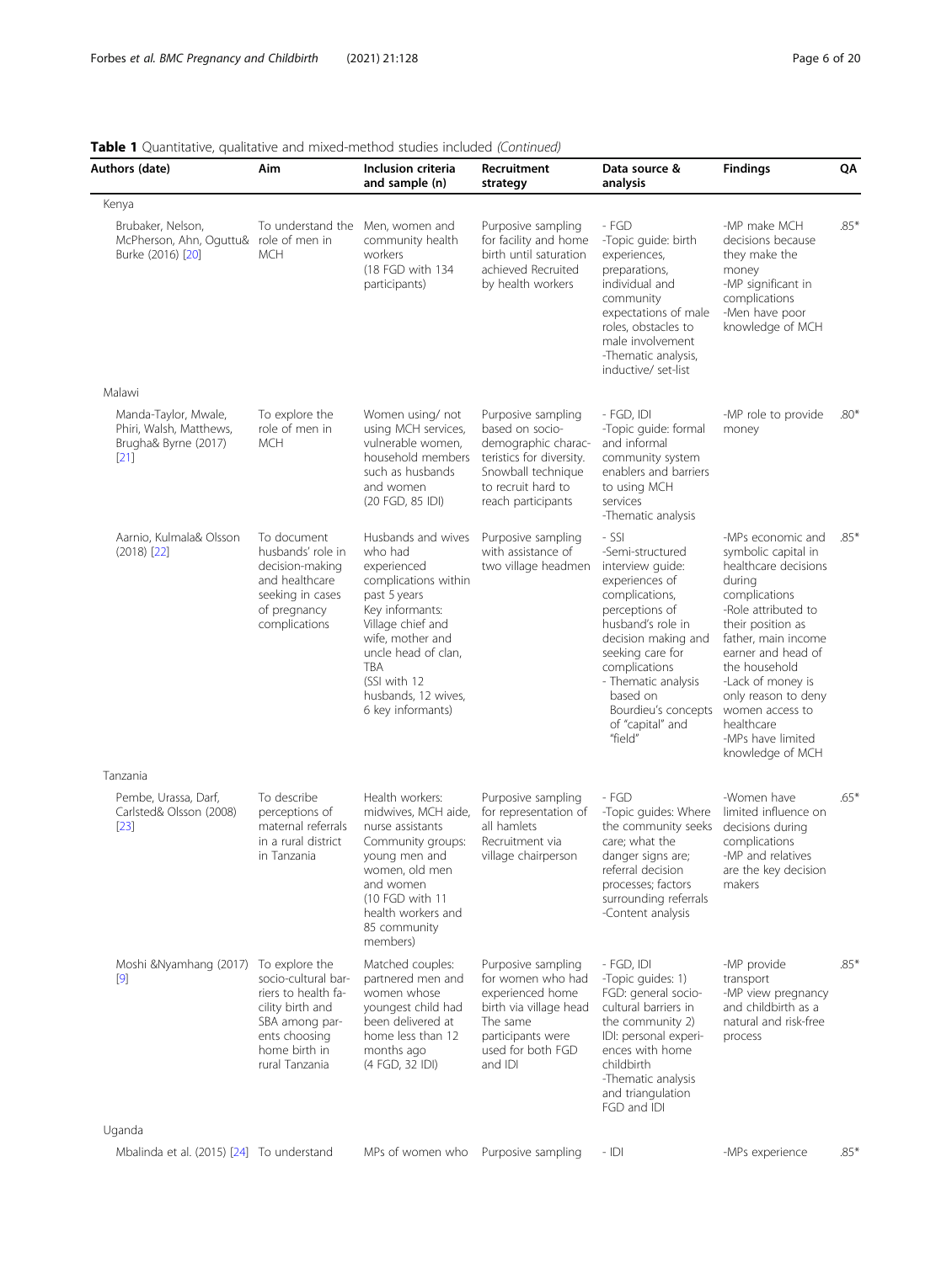**Table 1** Quantitative, qualitative and mixed-method studies included *(Continued)*

| Authors (date) | Aim | Inclusion criteria and sample (n) | Recruitment strategy | Data source & analysis | Findings | QA |
|---|---|---|---|---|---|---|
| Kenya | | | | | | |
| Brubaker, Nelson, McPherson, Ahn, Oguttu& Burke (2016) [20] | To understand the role of men in MCH | Men, women and community health workers (18 FGD with 134 participants) | Purposive sampling for facility and home birth until saturation achieved Recruited by health workers | - FGD -Topic guide: birth experiences, preparations, individual and community expectations of male roles, obstacles to male involvement -Thematic analysis, inductive/ set-list | -MP make MCH decisions because they make the money -MP significant in complications -Men have poor knowledge of MCH | .85* |
| Malawi | | | | | | |
| Manda-Taylor, Mwale, Phiri, Walsh, Matthews, Brugha& Byrne (2017) [21] | To explore the role of men in MCH | Women using/ not using MCH services, vulnerable women, household members such as husbands and women (20 FGD, 85 IDI) | Purposive sampling based on socio-demographic characteristics for diversity. Snowball technique to recruit hard to reach participants | - FGD, IDI -Topic guide: formal and informal community system enablers and barriers to using MCH services -Thematic analysis | -MP role to provide money | .80* |
| Aarnio, Kulmala& Olsson (2018) [22] | To document husbands' role in decision-making and healthcare seeking in cases of pregnancy complications | Husbands and wives who had experienced complications within past 5 years Key informants: Village chief and wife, mother and uncle head of clan, TBA (SSI with 12 husbands, 12 wives, 6 key informants) | Purposive sampling with assistance of two village headmen | - SSI -Semi-structured interview guide: experiences of complications, perceptions of husband's role in decision making and seeking care for complications - Thematic analysis based on Bourdieu's concepts of "capital" and "field" | -MPs economic and symbolic capital in healthcare decisions during complications -Role attributed to their position as father, main income earner and head of the household -Lack of money is only reason to deny women access to healthcare -MPs have limited knowledge of MCH | .85* |
| Tanzania | | | | | | |
| Pembe, Urassa, Darf, Carlsted& Olsson (2008) [23] | To describe perceptions of maternal referrals in a rural district in Tanzania | Health workers: midwives, MCH aide, nurse assistants Community groups: young men and women, old men and women (10 FGD with 11 health workers and 85 community members) | Purposive sampling for representation of all hamlets Recruitment via village chairperson | - FGD -Topic guides: Where the community seeks care; what the danger signs are; referral decision processes; factors surrounding referrals -Content analysis | -Women have limited influence on decisions during complications -MP and relatives are the key decision makers | .65* |
| Moshi &Nyamhang (2017) [9] | To explore the socio-cultural barriers to health facility birth and SBA among parents choosing home birth in rural Tanzania | Matched couples: partnered men and women whose youngest child had been delivered at home less than 12 months ago (4 FGD, 32 IDI) | Purposive sampling for women who had experienced home birth via village head The same participants were used for both FGD and IDI | - FGD, IDI -Topic guides: 1) FGD: general socio-cultural barriers in the community 2) IDI: personal experiences with home childbirth -Thematic analysis and triangulation FGD and IDI | -MP provide transport -MP view pregnancy and childbirth as a natural and risk-free process | .85* |
| Uganda | | | | | | |
| Mbalinda et al. (2015) [24] | To understand | MPs of women who | Purposive sampling | - IDI | -MPs experience | .85* |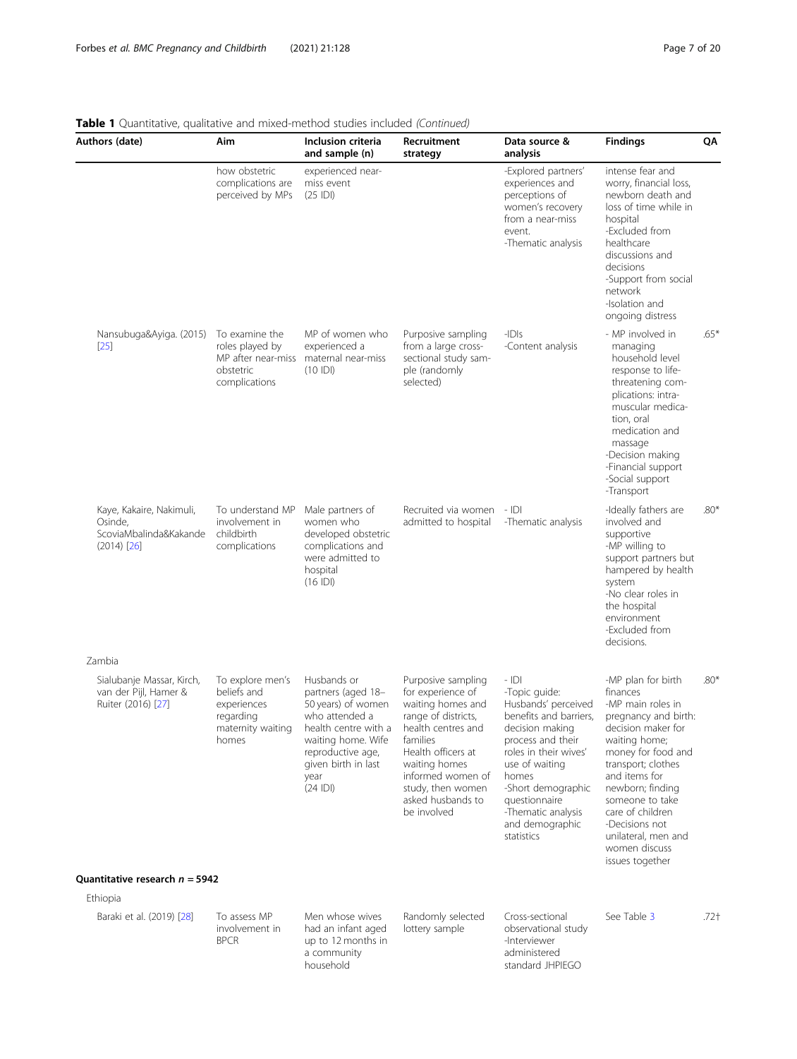**Table 1** Quantitative, qualitative and mixed-method studies included *(Continued)*

| Authors (date) | Aim | Inclusion criteria and sample (n) | Recruitment strategy | Data source & analysis | Findings | QA |
|---|---|---|---|---|---|---|
| | how obstetric complications are perceived by MPs | experienced near-miss event (25 IDI) | | -Explored partners' experiences and perceptions of women's recovery from a near-miss event. -Thematic analysis | intense fear and worry, financial loss, newborn death and loss of time while in hospital -Excluded from healthcare discussions and decisions -Support from social network -Isolation and ongoing distress | |
| Nansubuga&Ayiga. (2015) [25] | To examine the roles played by MP after near-miss obstetric complications | MP of women who experienced a maternal near-miss (10 IDI) | Purposive sampling from a large cross-sectional study sample (randomly selected) | -IDIs -Content analysis | - MP involved in managing household level response to life-threatening complications: intra-muscular medication, oral medication and massage -Decision making -Financial support -Social support -Transport | .65* |
| Kaye, Kakaire, Nakimuli, Osinde, ScoviaMbalinda&Kakande (2014) [26] | To understand MP involvement in childbirth complications | Male partners of women who developed obstetric complications and were admitted to hospital (16 IDI) | Recruited via women admitted to hospital | - IDI -Thematic analysis | -Ideally fathers are involved and supportive -MP willing to support partners but hampered by health system -No clear roles in the hospital environment -Excluded from decisions. | .80* |
| Zambia | | | | | | |
| Sialubanje Massar, Kirch, van der Pijl, Hamer & Ruiter (2016) [27] | To explore men's beliefs and experiences regarding maternity waiting homes | Husbands or partners (aged 18–50 years) of women who attended a health centre with a waiting home. Wife reproductive age, given birth in last year (24 IDI) | Purposive sampling for experience of waiting homes and range of districts, health centres and families Health officers at waiting homes informed women of study, then women asked husbands to be involved | - IDI -Topic guide: Husbands' perceived benefits and barriers, decision making process and their roles in their wives' use of waiting homes -Short demographic questionnaire -Thematic analysis and demographic statistics | -MP plan for birth finances -MP main roles in pregnancy and birth: decision maker for waiting home; money for food and transport; clothes and items for newborn; finding someone to take care of children -Decisions not unilateral, men and women discuss issues together | .80* |
| **Quantitative research *n* = 5942** | | | | | | |
| Ethiopia | | | | | | |
| Baraki et al. (2019) [28] | To assess MP involvement in BPCR | Men whose wives had an infant aged up to 12 months in a community household | Randomly selected lottery sample | Cross-sectional observational study -Interviewer administered standard JHPIEGO | See Table 3 | .72† |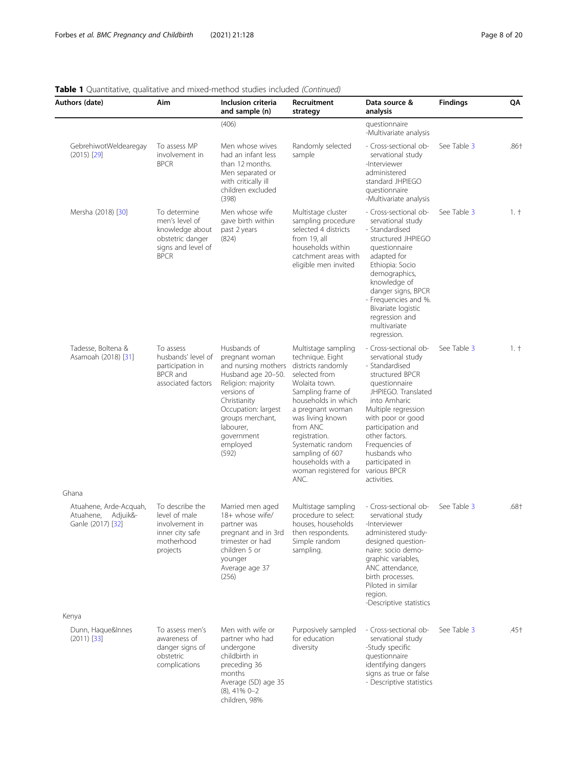**Table 1** Quantitative, qualitative and mixed-method studies included *(Continued)*

| Authors (date) | Aim | Inclusion criteria and sample (n) | Recruitment strategy | Data source & analysis | Findings | QA |
|---|---|---|---|---|---|---|
| | | (406) | | questionnaire -Multivariate analysis | | |
| GebrehiwotWeldearegay (2015) [29] | To assess MP involvement in BPCR | Men whose wives had an infant less than 12 months. Men separated or with critically ill children excluded (398) | Randomly selected sample | - Cross-sectional observational study -Interviewer administered standard JHPIEGO questionnaire -Multivariate analysis | See Table 3 | .86† |
| Mersha (2018) [30] | To determine men's level of knowledge about obstetric danger signs and level of BPCR | Men whose wife gave birth within past 2 years (824) | Multistage cluster sampling procedure selected 4 districts from 19, all households within catchment areas with eligible men invited | - Cross-sectional observational study - Standardised structured JHPIEGO questionnaire adapted for Ethiopia: Socio demographics, knowledge of danger signs, BPCR - Frequencies and %. Bivariate logistic regression and multivariate regression. | See Table 3 | 1. † |
| Tadesse, Boltena & Asamoah (2018) [31] | To assess husbands' level of participation in BPCR and associated factors | Husbands of pregnant woman and nursing mothers Husband age 20–50. Religion: majority versions of Christianity Occupation: largest groups merchant, labourer, government employed (592) | Multistage sampling technique. Eight districts randomly selected from Wolaita town. Sampling frame of households in which a pregnant woman was living known from ANC registration. Systematic random sampling of 607 households with a woman registered for ANC. | - Cross-sectional observational study - Standardised structured BPCR questionnaire JHPIEGO. Translated into Amharic Multiple regression with poor or good participation and other factors. Frequencies of husbands who participated in various BPCR activities. | See Table 3 | 1. † |
| Ghana | | | | | | |
| Atuahene, Arde-Acquah, Atuahene, Adjuik&-Ganle (2017) [32] | To describe the level of male involvement in inner city safe motherhood projects | Married men aged 18+ whose wife/ partner was pregnant and in 3rd trimester or had children 5 or younger Average age 37 (256) | Multistage sampling procedure to select: houses, households then respondents. Simple random sampling. | - Cross-sectional observational study -Interviewer administered study-designed questionnaire: socio demographic variables, ANC attendance, birth processes. Piloted in similar region. -Descriptive statistics | See Table 3 | .68† |
| Kenya | | | | | | |
| Dunn, Haque&Innes (2011) [33] | To assess men's awareness of danger signs of obstetric complications | Men with wife or partner who had undergone childbirth in preceding 36 months Average (SD) age 35 (8), 41% 0–2 children, 98% | Purposively sampled for education diversity | - Cross-sectional observational study -Study specific questionnaire identifying dangers signs as true or false - Descriptive statistics | See Table 3 | .45† |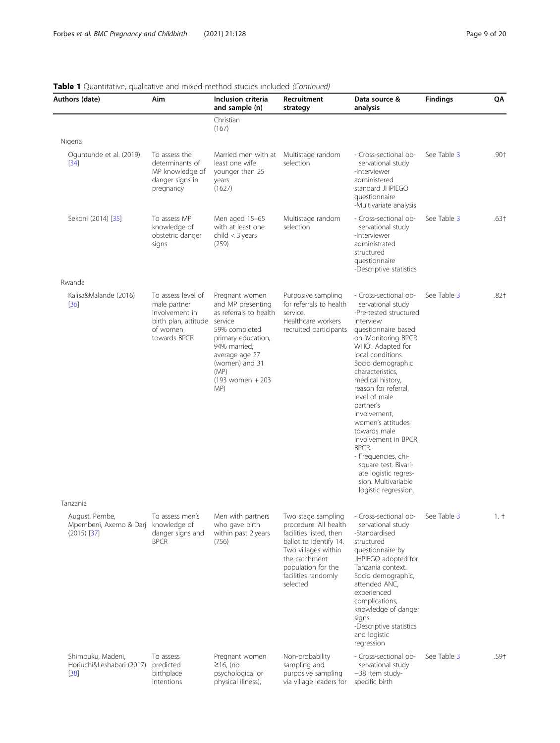**Table 1** Quantitative, qualitative and mixed-method studies included *(Continued)*

| Authors (date) | Aim | Inclusion criteria and sample (n) | Recruitment strategy | Data source & analysis | Findings | QA |
|---|---|---|---|---|---|---|
| | | Christian (167) | | | | |
| Nigeria | | | | | | |
| Oguntunde et al. (2019) [34] | To assess the determinants of MP knowledge of danger signs in pregnancy | Married men with at least one wife younger than 25 years (1627) | Multistage random selection | - Cross-sectional observational study -Interviewer administered standard JHPIEGO questionnaire -Multivariate analysis | See Table 3 | .90† |
| Sekoni (2014) [35] | To assess MP knowledge of obstetric danger signs | Men aged 15–65 with at least one child < 3 years (259) | Multistage random selection | - Cross-sectional observational study -Interviewer administrated structured questionnaire -Descriptive statistics | See Table 3 | .63† |
| Rwanda | | | | | | |
| Kalisa&Malande (2016) [36] | To assess level of male partner involvement in birth plan, attitude of women towards BPCR | Pregnant women and MP presenting as referrals to health service 59% completed primary education, 94% married, average age 27 (women) and 31 (MP) (193 women + 203 MP) | Purposive sampling for referrals to health service. Healthcare workers recruited participants | - Cross-sectional observational study -Pre-tested structured interview questionnaire based on 'Monitoring BPCR WHO'. Adapted for local conditions. Socio demographic characteristics, medical history, reason for referral, level of male partner's involvement, women's attitudes towards male involvement in BPCR, BPCR. - Frequencies, chi-square test. Bivariate logistic regression. Multivariable logistic regression. | See Table 3 | .82† |
| Tanzania | | | | | | |
| August, Pembe, Mpembeni, Axemo & Darj (2015) [37] | To assess men's knowledge of danger signs and BPCR | Men with partners who gave birth within past 2 years (756) | Two stage sampling procedure. All health facilities listed, then ballot to identify 14. Two villages within the catchment population for the facilities randomly selected | - Cross-sectional observational study -Standardised structured questionnaire by JHPIEGO adopted for Tanzania context. Socio demographic, attended ANC, experienced complications, knowledge of danger signs -Descriptive statistics and logistic regression | See Table 3 | 1. † |
| Shimpuku, Madeni, Horiuchi&Leshabari (2017) [38] | To assess predicted birthplace intentions | Pregnant women ≥16, (no psychological or physical illness), | Non-probability sampling and purposive sampling via village leaders for | - Cross-sectional observational study −38 item study-specific birth | See Table 3 | .59† |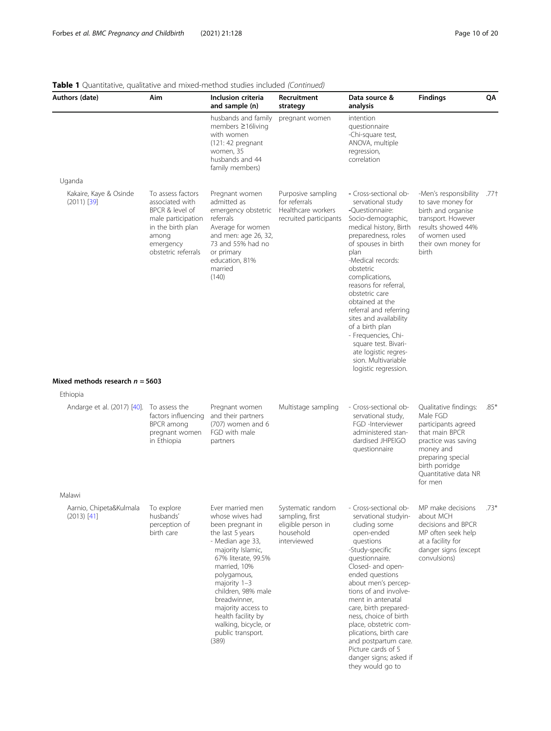**Table 1** Quantitative, qualitative and mixed-method studies included *(Continued)*

| Authors (date) | Aim | Inclusion criteria and sample (n) | Recruitment strategy | Data source & analysis | Findings | QA |
|---|---|---|---|---|---|---|
| | | husbands and family members ≥16living with women (121: 42 pregnant women, 35 husbands and 44 family members) | pregnant women | intention questionnaire -Chi-square test, ANOVA, multiple regression, correlation | | |
| Uganda | | | | | | |
| Kakaire, Kaye & Osinde (2011) [39] | To assess factors associated with BPCR & level of male participation in the birth plan among emergency obstetric referrals | Pregnant women admitted as emergency obstetric referrals Average for women and men: age 26, 32, 73 and 55% had no or primary education, 81% married (140) | Purposive sampling for referrals Healthcare workers recruited participants | - Cross-sectional observational study -Questionnaire: Socio-demographic, medical history, Birth preparedness, roles of spouses in birth plan -Medical records: obstetric complications, reasons for referral, obstetric care obtained at the referral and referring sites and availability of a birth plan - Frequencies, Chi-square test. Bivariate logistic regression. Multivariable logistic regression. | -Men's responsibility to save money for birth and organise transport. However results showed 44% of women used their own money for birth | .77† |
| **Mixed methods research *n* = 5603** | | | | | | |
| Ethiopia | | | | | | |
| Andarge et al. (2017) [40]. | To assess the factors influencing BPCR among pregnant women in Ethiopia | Pregnant women and their partners (707) women and 6 FGD with male partners | Multistage sampling | - Cross-sectional observational study, FGD -Interviewer administered standardised JHPEIGO questionnaire | Qualitative findings: Male FGD participants agreed that main BPCR practice was saving money and preparing special birth porridge Quantitative data NR for men | .85* |
| Malawi | | | | | | |
| Aarnio, Chipeta&Kulmala (2013) [41] | To explore husbands' perception of birth care | Ever married men whose wives had been pregnant in the last 5 years - Median age 33, majority Islamic, 67% literate, 99.5% married, 10% polygamous, majority 1–3 children, 98% male breadwinner, majority access to health facility by walking, bicycle, or public transport. (389) | Systematic random sampling, first eligible person in household interviewed | - Cross-sectional observational studyincluding some open-ended questions -Study-specific questionnaire. Closed- and open-ended questions about men's perceptions of and involvement in antenatal care, birth preparedness, choice of birth place, obstetric complications, birth care and postpartum care. Picture cards of 5 danger signs; asked if they would go to | MP make decisions about MCH decisions and BPCR MP often seek help at a facility for danger signs (except convulsions) | .73* |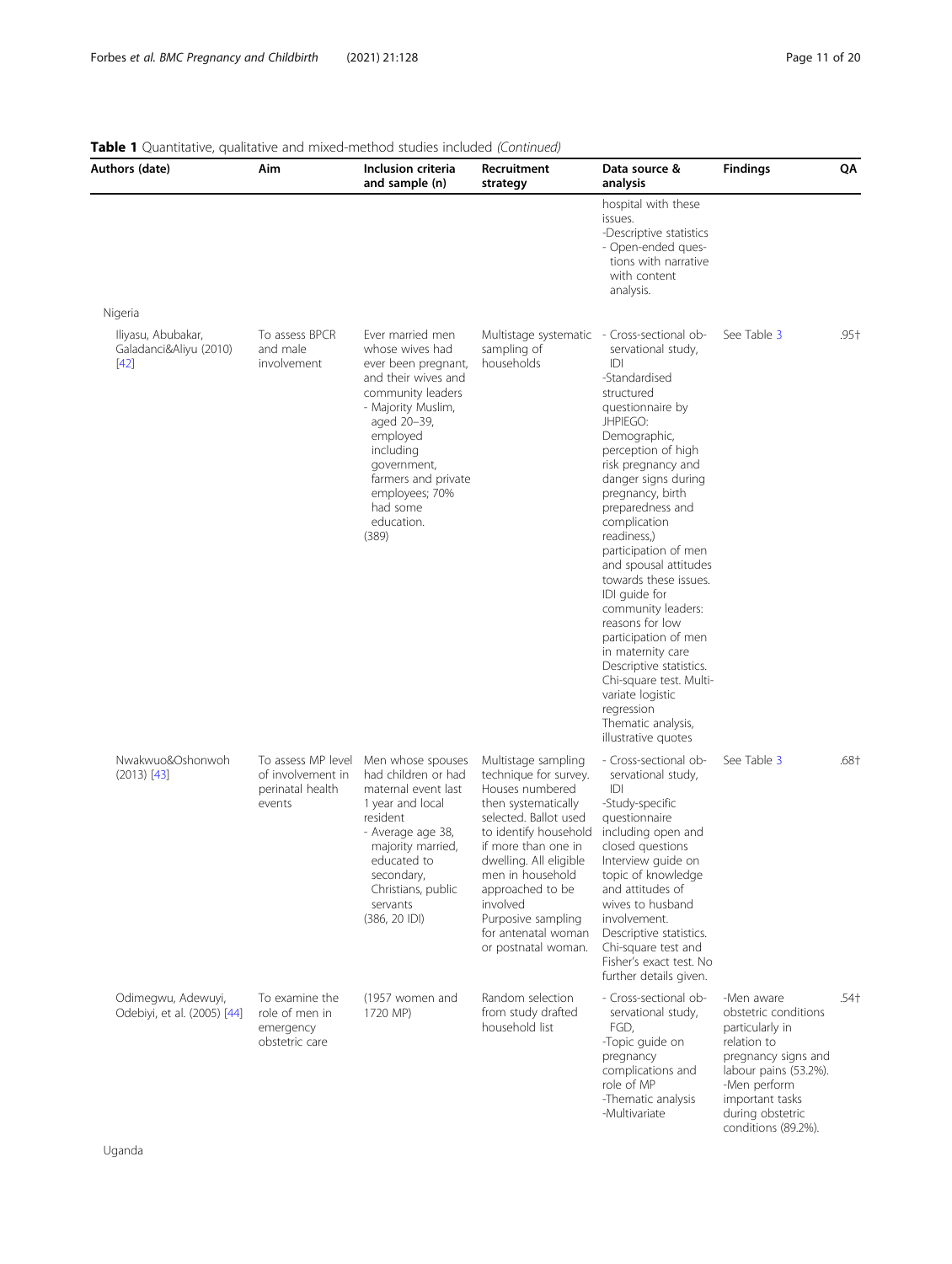**Table 1** Quantitative, qualitative and mixed-method studies included *(Continued)*

| Authors (date) | Aim | Inclusion criteria and sample (n) | Recruitment strategy | Data source & analysis | Findings | QA |
|---|---|---|---|---|---|---|
| | | | | hospital with these issues. -Descriptive statistics - Open-ended questions with narrative with content analysis. | | |
| Nigeria | | | | | | |
| Iliyasu, Abubakar, Galadanci&Aliyu (2010) [42] | To assess BPCR and male involvement | Ever married men whose wives had ever been pregnant, and their wives and community leaders - Majority Muslim, aged 20–39, employed including government, farmers and private employees; 70% had some education. (389) | Multistage systematic sampling of households | - Cross-sectional observational study, IDI -Standardised structured questionnaire by JHPIEGO: Demographic, perception of high risk pregnancy and danger signs during pregnancy, birth preparedness and complication readiness,) participation of men and spousal attitudes towards these issues. IDI guide for community leaders: reasons for low participation of men in maternity care Descriptive statistics. Chi-square test. Multivariate logistic regression Thematic analysis, illustrative quotes | See Table 3 | .95† |
| Nwakwuo&Oshonwoh (2013) [43] | To assess MP level of involvement in perinatal health events | Men whose spouses had children or had maternal event last 1 year and local resident - Average age 38, majority married, educated to secondary, Christians, public servants (386, 20 IDI) | Multistage sampling technique for survey. Houses numbered then systematically selected. Ballot used to identify household if more than one in dwelling. All eligible men in household approached to be involved Purposive sampling for antenatal woman or postnatal woman. | - Cross-sectional observational study, IDI -Study-specific questionnaire including open and closed questions Interview guide on topic of knowledge and attitudes of wives to husband involvement. Descriptive statistics. Chi-square test and Fisher's exact test. No further details given. | See Table 3 | .68† |
| Odimegwu, Adewuyi, Odebiyi, et al. (2005) [44] | To examine the role of men in emergency obstetric care | (1957 women and 1720 MP) | Random selection from study drafted household list | - Cross-sectional observational study, FGD, -Topic guide on pregnancy complications and role of MP -Thematic analysis -Multivariate | -Men aware obstetric conditions particularly in relation to pregnancy signs and labour pains (53.2%). -Men perform important tasks during obstetric conditions (89.2%). | .54† |
| Uganda | | | | | | |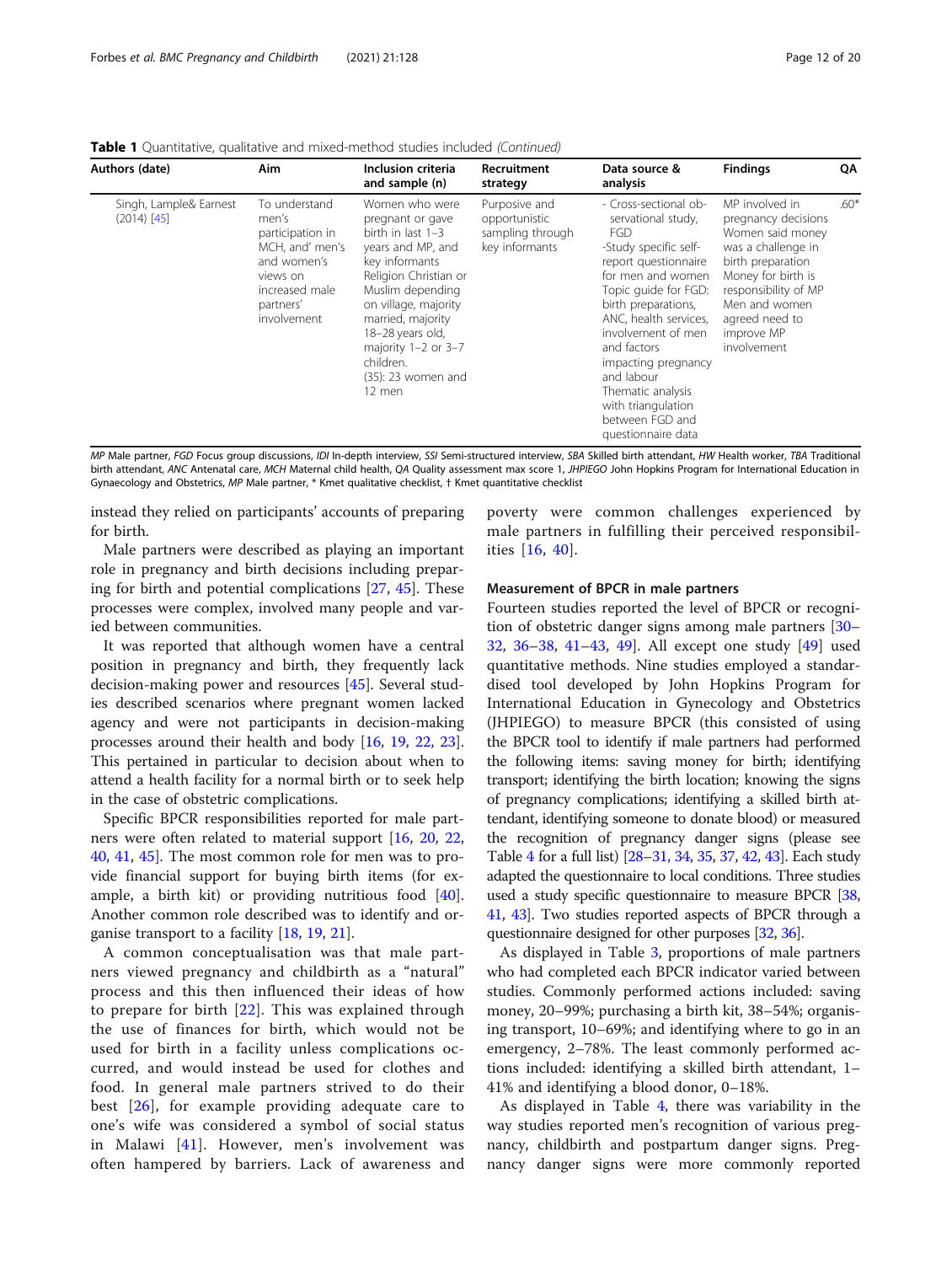**Table 1** Quantitative, qualitative and mixed-method studies included *(Continued)*

| Authors (date) | Aim | Inclusion criteria and sample (n) | Recruitment strategy | Data source & analysis | Findings | QA |
|---|---|---|---|---|---|---|
| Singh, Lample& Earnest (2014) [45] | To understand men's participation in MCH, and' men's and women's views on increased male partners' involvement | Women who were pregnant or gave birth in last 1–3 years and MP, and key informants Religion Christian or Muslim depending on village, majority married, majority 18–28 years old, majority 1–2 or 3–7 children. (35): 23 women and 12 men | Purposive and opportunistic sampling through key informants | - Cross-sectional observational study, FGD -Study specific self-report questionnaire for men and women Topic guide for FGD: birth preparations, ANC, health services, involvement of men and factors impacting pregnancy and labour Thematic analysis with triangulation between FGD and questionnaire data | MP involved in pregnancy decisions Women said money was a challenge in birth preparation Money for birth is responsibility of MP Men and women agreed need to improve MP involvement | .60* |

*MP* Male partner, *FGD* Focus group discussions, *IDI* In-depth interview, *SSI* Semi-structured interview, *SBA* Skilled birth attendant, *HW* Health worker, *TBA* Traditional birth attendant, *ANC* Antenatal care, *MCH* Maternal child health, *QA* Quality assessment max score 1, *JHPIEGO* John Hopkins Program for International Education in Gynaecology and Obstetrics, *MP* Male partner, * Kmet qualitative checklist, † Kmet quantitative checklist

instead they relied on participants' accounts of preparing for birth.

Male partners were described as playing an important role in pregnancy and birth decisions including preparing for birth and potential complications [27, 45]. These processes were complex, involved many people and varied between communities.

It was reported that although women have a central position in pregnancy and birth, they frequently lack decision-making power and resources [45]. Several studies described scenarios where pregnant women lacked agency and were not participants in decision-making processes around their health and body [16, 19, 22, 23]. This pertained in particular to decision about when to attend a health facility for a normal birth or to seek help in the case of obstetric complications.

Specific BPCR responsibilities reported for male partners were often related to material support [16, 20, 22, 40, 41, 45]. The most common role for men was to provide financial support for buying birth items (for example, a birth kit) or providing nutritious food [40]. Another common role described was to identify and organise transport to a facility [18, 19, 21].

A common conceptualisation was that male partners viewed pregnancy and childbirth as a "natural" process and this then influenced their ideas of how to prepare for birth [22]. This was explained through the use of finances for birth, which would not be used for birth in a facility unless complications occurred, and would instead be used for clothes and food. In general male partners strived to do their best [26], for example providing adequate care to one's wife was considered a symbol of social status in Malawi [41]. However, men's involvement was often hampered by barriers. Lack of awareness and poverty were common challenges experienced by male partners in fulfilling their perceived responsibilities [16, 40].

### Measurement of BPCR in male partners

Fourteen studies reported the level of BPCR or recognition of obstetric danger signs among male partners [30–32, 36–38, 41–43, 49]. All except one study [49] used quantitative methods. Nine studies employed a standardised tool developed by John Hopkins Program for International Education in Gynecology and Obstetrics (JHPIEGO) to measure BPCR (this consisted of using the BPCR tool to identify if male partners had performed the following items: saving money for birth; identifying transport; identifying the birth location; knowing the signs of pregnancy complications; identifying a skilled birth attendant, identifying someone to donate blood) or measured the recognition of pregnancy danger signs (please see Table 4 for a full list) [28–31, 34, 35, 37, 42, 43]. Each study adapted the questionnaire to local conditions. Three studies used a study specific questionnaire to measure BPCR [38, 41, 43]. Two studies reported aspects of BPCR through a questionnaire designed for other purposes [32, 36].

As displayed in Table 3, proportions of male partners who had completed each BPCR indicator varied between studies. Commonly performed actions included: saving money, 20–99%; purchasing a birth kit, 38–54%; organising transport, 10–69%; and identifying where to go in an emergency, 2–78%. The least commonly performed actions included: identifying a skilled birth attendant, 1–41% and identifying a blood donor, 0–18%.

As displayed in Table 4, there was variability in the way studies reported men's recognition of various pregnancy, childbirth and postpartum danger signs. Pregnancy danger signs were more commonly reported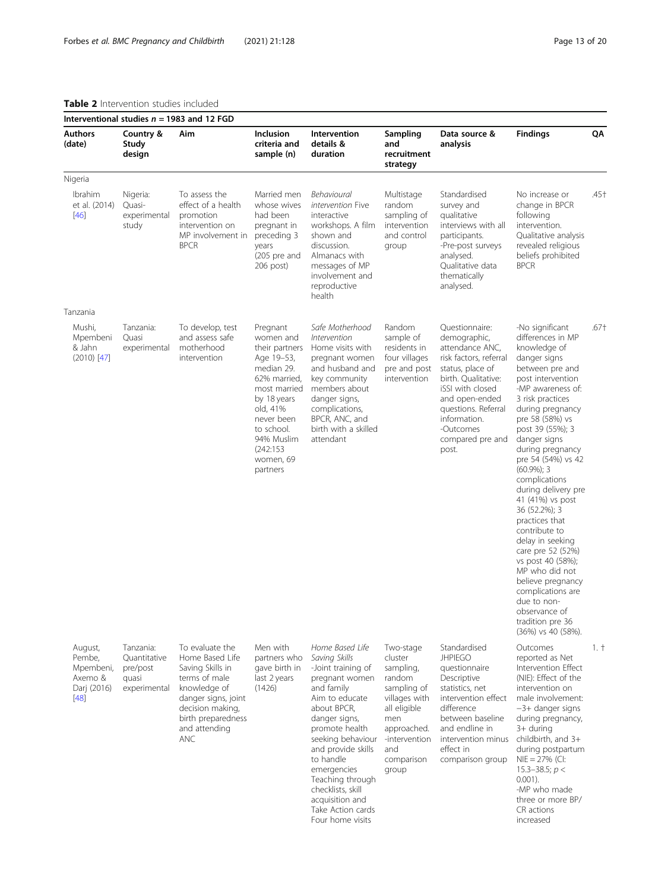**Table 2** Intervention studies included

| **Interventional studies *n* = 1983 and 12 FGD** | | | | | | | | |
|---|---|---|---|---|---|---|---|---|
| **Authors (date)** | **Country & Study design** | **Aim** | **Inclusion criteria and sample (n)** | **Intervention details & duration** | **Sampling and recruitment strategy** | **Data source & analysis** | **Findings** | **QA** |
| Nigeria | | | | | | | | |
| Ibrahim et al. (2014) [46] | Nigeria: Quasi-experimental study | To assess the effect of a health promotion intervention on MP involvement in BPCR | Married men whose wives had been pregnant in preceding 3 years (205 pre and 206 post) | *Behavioural intervention* Five interactive workshops. A film shown and discussion. Almanacs with messages of MP involvement and reproductive health | Multistage random sampling of intervention and control group | Standardised survey and qualitative interviews with all participants. -Pre-post surveys analysed. Qualitative data thematically analysed. | No increase or change in BPCR following intervention. Qualitative analysis revealed religious beliefs prohibited BPCR | .45† |
| Tanzania | | | | | | | | |
| Mushi, Mpembeni & Jahn (2010) [47] | Tanzania: Quasi experimental | To develop, test and assess safe motherhood intervention | Pregnant women and their partners Age 19–53, median 29. 62% married, most married by 18 years old, 41% never been to school. 94% Muslim (242:153 women, 69 partners | *Safe Motherhood Intervention* Home visits with pregnant women and husband and key community members about danger signs, complications, BPCR, ANC, and birth with a skilled attendant | Random sample of residents in four villages pre and post intervention | Questionnaire: demographic, attendance ANC, risk factors, referral status, place of birth. Qualitative: iSSI with closed and open-ended questions. Referral information. -Outcomes compared pre and post. | -No significant differences in MP knowledge of danger signs between pre and post intervention -MP awareness of: 3 risk practices during pregnancy pre 58 (58%) vs post 39 (55%); 3 danger signs during pregnancy pre 54 (54%) vs 42 (60.9%); 3 complications during delivery pre 41 (41%) vs post 36 (52.2%); 3 practices that contribute to delay in seeking care pre 52 (52%) vs post 40 (58%); MP who did not believe pregnancy complications are due to non-observance of tradition pre 36 (36%) vs 40 (58%). | .67† |
| August, Pembe, Mpembeni, Axemo & Darj (2016) [48] | Tanzania: Quantitative pre/post quasi experimental | To evaluate the Home Based Life Saving Skills in terms of male knowledge of danger signs, joint decision making, birth preparedness and attending ANC | Men with partners who gave birth in last 2 years (1426) | *Home Based Life Saving Skills* -Joint training of pregnant women and family Aim to educate about BPCR, danger signs, promote health seeking behaviour and provide skills to handle emergencies Teaching through checklists, skill acquisition and Take Action cards Four home visits | Two-stage cluster sampling, random sampling of villages with all eligible men approached. -intervention and comparison group | Standardised JHPIEGO questionnaire Descriptive statistics, net intervention effect difference between baseline and endline in intervention minus effect in comparison group | Outcomes reported as Net Intervention Effect (NIE): Effect of the intervention on male involvement: −3+ danger signs during pregnancy, 3+ during childbirth, and 3+ during postpartum NIE = 27% (CI: 15.3–38.5; $p < 0.001$). -MP who made three or more BP/CR actions increased | 1. † |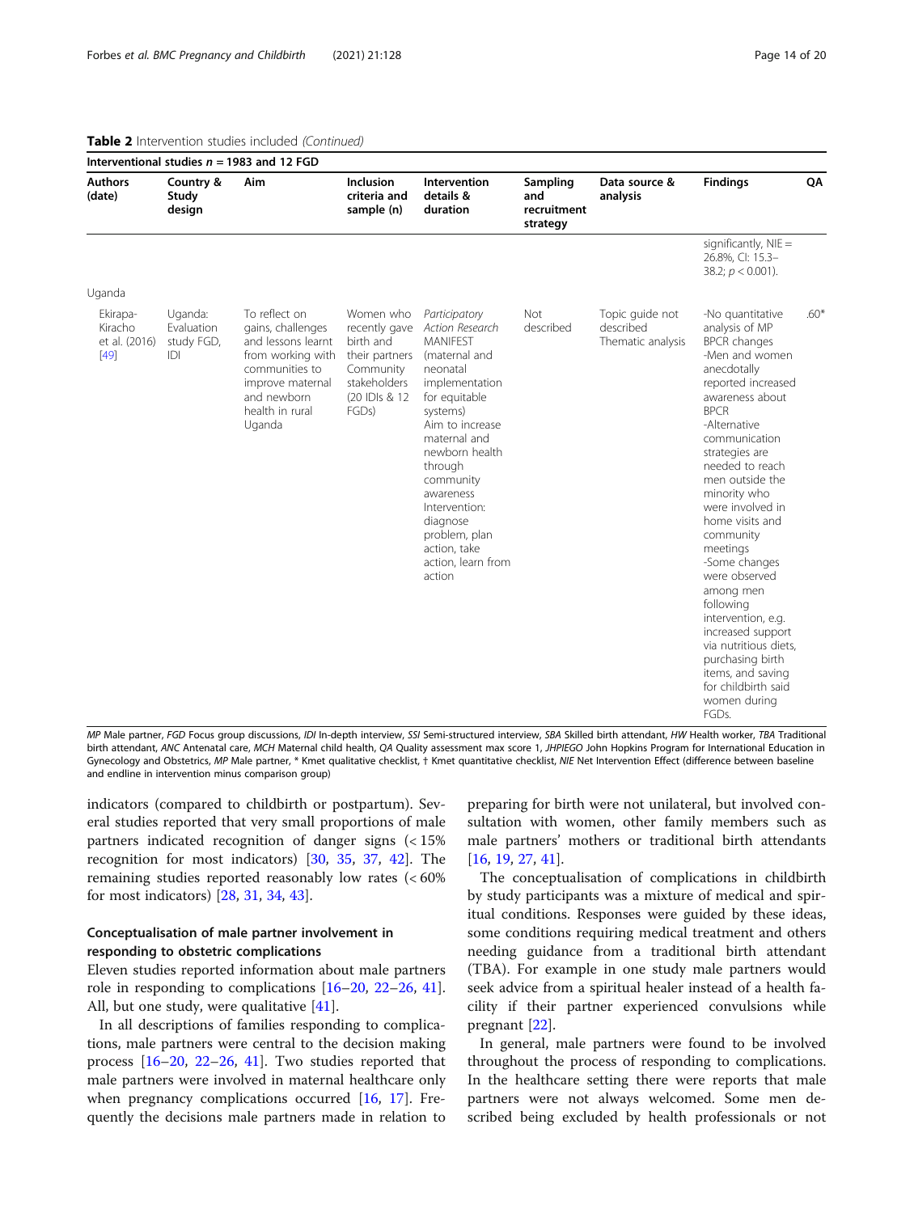**Table 2** Intervention studies included *(Continued)*

| Authors (date) | Country & Study design | Aim | Inclusion criteria and sample (n) | Intervention details & duration | Sampling and recruitment strategy | Data source & analysis | Findings | QA |
|---|---|---|---|---|---|---|---|---|
| **Interventional studies $n$ = 1983 and 12 FGD** | | | | | | | | |
| | | | | | | | significantly, NIE = 26.8%, CI: 15.3–38.2; $p < 0.001$). | |
| Uganda | | | | | | | | |
| Ekirapa-Kiracho et al. (2016) [49] | Uganda: Evaluation study FGD, IDI | To reflect on gains, challenges and lessons learnt from working with communities to improve maternal and newborn health in rural Uganda | Women who recently gave birth and their partners Community stakeholders (20 IDIs & 12 FGDs) | *Participatory Action Research* MANIFEST (maternal and neonatal implementation for equitable systems) Aim to increase maternal and newborn health through community awareness Intervention: diagnose problem, plan action, take action, learn from action | Not described | Topic guide not described Thematic analysis | -No quantitative analysis of MP BPCR changes -Men and women anecdotally reported increased awareness about BPCR -Alternative communication strategies are needed to reach men outside the minority who were involved in home visits and community meetings -Some changes were observed among men following intervention, e.g. increased support via nutritious diets, purchasing birth items, and saving for childbirth said women during FGDs. | .60* |

*MP* Male partner, *FGD* Focus group discussions, *IDI* In-depth interview, *SSI* Semi-structured interview, *SBA* Skilled birth attendant, *HW* Health worker, *TBA* Traditional birth attendant, *ANC* Antenatal care, *MCH* Maternal child health, *QA* Quality assessment max score 1, *JHPIEGO* John Hopkins Program for International Education in Gynecology and Obstetrics, *MP* Male partner, * Kmet qualitative checklist, † Kmet quantitative checklist, *NIE* Net Intervention Effect (difference between baseline and endline in intervention minus comparison group)

indicators (compared to childbirth or postpartum). Several studies reported that very small proportions of male partners indicated recognition of danger signs (< 15% recognition for most indicators) [30, 35, 37, 42]. The remaining studies reported reasonably low rates (< 60% for most indicators) [28, 31, 34, 43].

### Conceptualisation of male partner involvement in responding to obstetric complications

Eleven studies reported information about male partners role in responding to complications [16–20, 22–26, 41]. All, but one study, were qualitative [41].

In all descriptions of families responding to complications, male partners were central to the decision making process [16–20, 22–26, 41]. Two studies reported that male partners were involved in maternal healthcare only when pregnancy complications occurred [16, 17]. Frequently the decisions male partners made in relation to preparing for birth were not unilateral, but involved consultation with women, other family members such as male partners' mothers or traditional birth attendants [16, 19, 27, 41].

The conceptualisation of complications in childbirth by study participants was a mixture of medical and spiritual conditions. Responses were guided by these ideas, some conditions requiring medical treatment and others needing guidance from a traditional birth attendant (TBA). For example in one study male partners would seek advice from a spiritual healer instead of a health facility if their partner experienced convulsions while pregnant [22].

In general, male partners were found to be involved throughout the process of responding to complications. In the healthcare setting there were reports that male partners were not always welcomed. Some men described being excluded by health professionals or not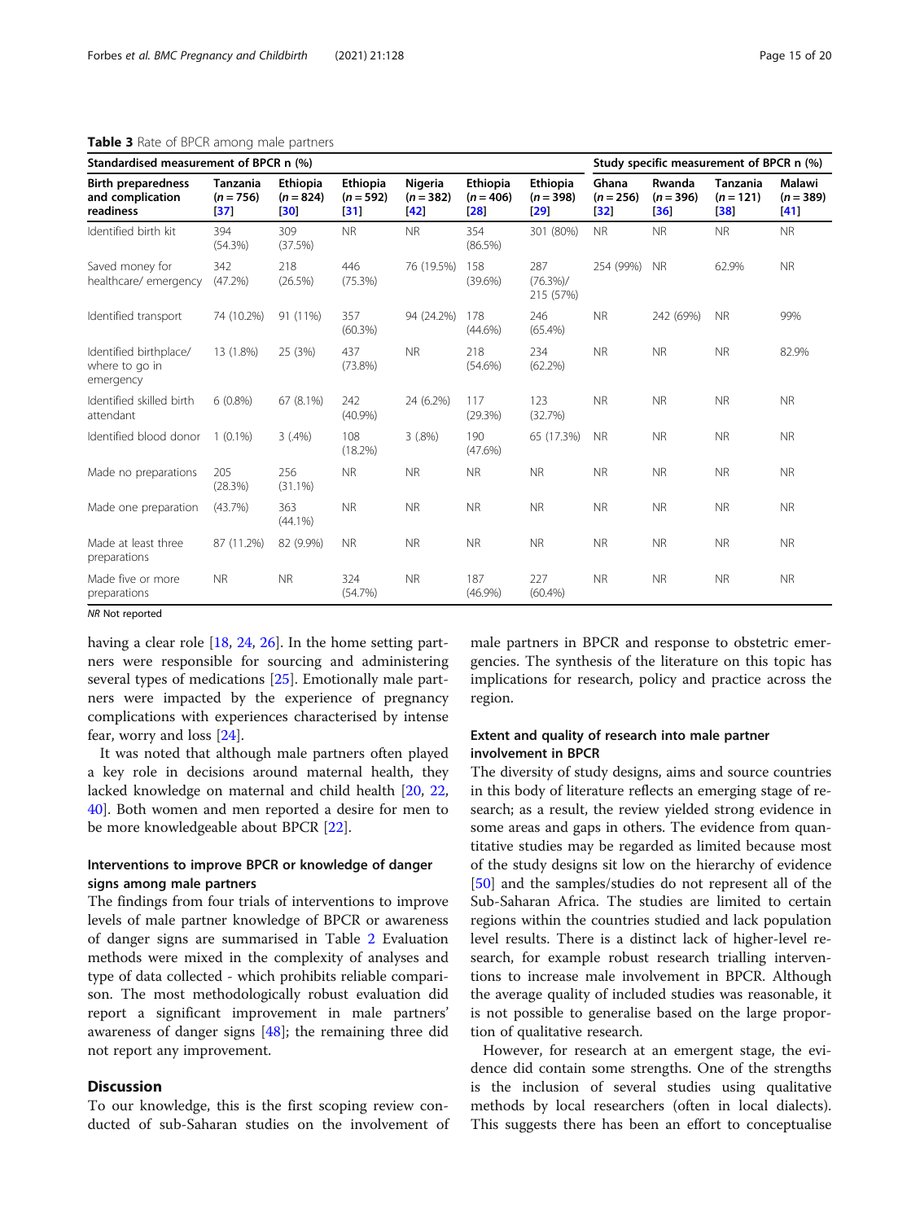**Table 3** Rate of BPCR among male partners

| Standardised measurement of BPCR n (%) | | | | | | | Study specific measurement of BPCR n (%) | | | |
|---|---|---|---|---|---|---|---|---|---|---|
| Birth preparedness and complication readiness | Tanzania (n = 756) [37] | Ethiopia (n = 824) [30] | Ethiopia (n = 592) [31] | Nigeria (n = 382) [42] | Ethiopia (n = 406) [28] | Ethiopia (n = 398) [29] | Ghana (n = 256) [32] | Rwanda (n = 396) [36] | Tanzania (n = 121) [38] | Malawi (n = 389) [41] |
| Identified birth kit | 394 (54.3%) | 309 (37.5%) | NR | NR | 354 (86.5%) | 301 (80%) | NR | NR | NR | NR |
| Saved money for healthcare/ emergency | 342 (47.2%) | 218 (26.5%) | 446 (75.3%) | 76 (19.5%) | 158 (39.6%) | 287 (76.3%)/ 215 (57%) | 254 (99%) | NR | 62.9% | NR |
| Identified transport | 74 (10.2%) | 91 (11%) | 357 (60.3%) | 94 (24.2%) | 178 (44.6%) | 246 (65.4%) | NR | 242 (69%) | NR | 99% |
| Identified birthplace/ where to go in emergency | 13 (1.8%) | 25 (3%) | 437 (73.8%) | NR | 218 (54.6%) | 234 (62.2%) | NR | NR | NR | 82.9% |
| Identified skilled birth attendant | 6 (0.8%) | 67 (8.1%) | 242 (40.9%) | 24 (6.2%) | 117 (29.3%) | 123 (32.7%) | NR | NR | NR | NR |
| Identified blood donor | 1 (0.1%) | 3 (.4%) | 108 (18.2%) | 3 (.8%) | 190 (47.6%) | 65 (17.3%) | NR | NR | NR | NR |
| Made no preparations | 205 (28.3%) | 256 (31.1%) | NR | NR | NR | NR | NR | NR | NR | NR |
| Made one preparation | (43.7%) | 363 (44.1%) | NR | NR | NR | NR | NR | NR | NR | NR |
| Made at least three preparations | 87 (11.2%) | 82 (9.9%) | NR | NR | NR | NR | NR | NR | NR | NR |
| Made five or more preparations | NR | NR | 324 (54.7%) | NR | 187 (46.9%) | 227 (60.4%) | NR | NR | NR | NR |

*NR* Not reported

having a clear role [18, 24, 26]. In the home setting partners were responsible for sourcing and administering several types of medications [25]. Emotionally male partners were impacted by the experience of pregnancy complications with experiences characterised by intense fear, worry and loss [24].

It was noted that although male partners often played a key role in decisions around maternal health, they lacked knowledge on maternal and child health [20, 22, 40]. Both women and men reported a desire for men to be more knowledgeable about BPCR [22].

### Interventions to improve BPCR or knowledge of danger signs among male partners

The findings from four trials of interventions to improve levels of male partner knowledge of BPCR or awareness of danger signs are summarised in Table 2 Evaluation methods were mixed in the complexity of analyses and type of data collected - which prohibits reliable comparison. The most methodologically robust evaluation did report a significant improvement in male partners' awareness of danger signs [48]; the remaining three did not report any improvement.

## Discussion

To our knowledge, this is the first scoping review conducted of sub-Saharan studies on the involvement of male partners in BPCR and response to obstetric emergencies. The synthesis of the literature on this topic has implications for research, policy and practice across the region.

### Extent and quality of research into male partner involvement in BPCR

The diversity of study designs, aims and source countries in this body of literature reflects an emerging stage of research; as a result, the review yielded strong evidence in some areas and gaps in others. The evidence from quantitative studies may be regarded as limited because most of the study designs sit low on the hierarchy of evidence [50] and the samples/studies do not represent all of the Sub-Saharan Africa. The studies are limited to certain regions within the countries studied and lack population level results. There is a distinct lack of higher-level research, for example robust research trialling interventions to increase male involvement in BPCR. Although the average quality of included studies was reasonable, it is not possible to generalise based on the large proportion of qualitative research.

However, for research at an emergent stage, the evidence did contain some strengths. One of the strengths is the inclusion of several studies using qualitative methods by local researchers (often in local dialects). This suggests there has been an effort to conceptualise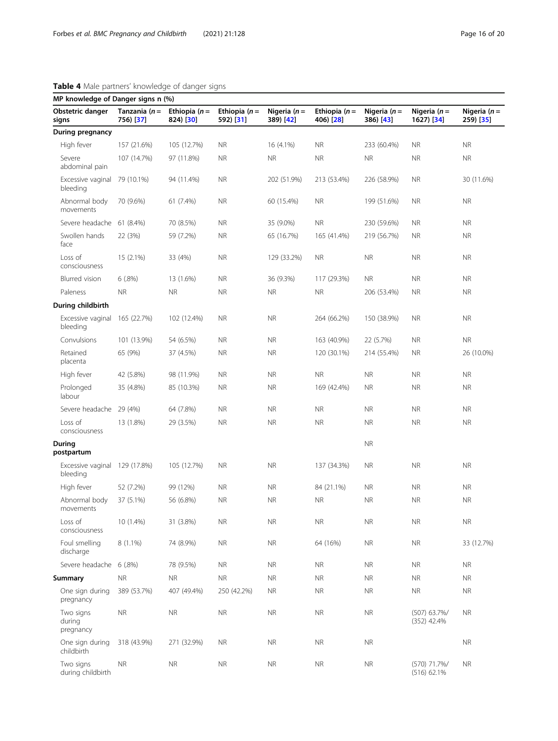**Table 4** Male partners' knowledge of danger signs

| MP knowledge of Danger signs n (%) | | | | | | | | |
|---|---|---|---|---|---|---|---|---|
| Obstetric danger signs | Tanzania (*n* = 756) [37] | Ethiopia (*n* = 824) [30] | Ethiopia (*n* = 592) [31] | Nigeria (*n* = 389) [42] | Ethiopia (*n* = 406) [28] | Nigeria (*n* = 386) [43] | Nigeria (*n* = 1627) [34] | Nigeria (*n* = 259) [35] |
| **During pregnancy** | | | | | | | | |
| High fever | 157 (21.6%) | 105 (12.7%) | NR | 16 (4.1%) | NR | 233 (60.4%) | NR | NR |
| Severe abdominal pain | 107 (14.7%) | 97 (11.8%) | NR | NR | NR | NR | NR | NR |
| Excessive vaginal bleeding | 79 (10.1%) | 94 (11.4%) | NR | 202 (51.9%) | 213 (53.4%) | 226 (58.9%) | NR | 30 (11.6%) |
| Abnormal body movements | 70 (9.6%) | 61 (7.4%) | NR | 60 (15.4%) | NR | 199 (51.6%) | NR | NR |
| Severe headache | 61 (8.4%) | 70 (8.5%) | NR | 35 (9.0%) | NR | 230 (59.6%) | NR | NR |
| Swollen hands face | 22 (3%) | 59 (7.2%) | NR | 65 (16.7%) | 165 (41.4%) | 219 (56.7%) | NR | NR |
| Loss of consciousness | 15 (2.1%) | 33 (4%) | NR | 129 (33.2%) | NR | NR | NR | NR |
| Blurred vision | 6 (.8%) | 13 (1.6%) | NR | 36 (9.3%) | 117 (29.3%) | NR | NR | NR |
| Paleness | NR | NR | NR | NR | NR | 206 (53.4%) | NR | NR |
| **During childbirth** | | | | | | | | |
| Excessive vaginal bleeding | 165 (22.7%) | 102 (12.4%) | NR | NR | 264 (66.2%) | 150 (38.9%) | NR | NR |
| Convulsions | 101 (13.9%) | 54 (6.5%) | NR | NR | 163 (40.9%) | 22 (5.7%) | NR | NR |
| Retained placenta | 65 (9%) | 37 (4.5%) | NR | NR | 120 (30.1%) | 214 (55.4%) | NR | 26 (10.0%) |
| High fever | 42 (5.8%) | 98 (11.9%) | NR | NR | NR | NR | NR | NR |
| Prolonged labour | 35 (4.8%) | 85 (10.3%) | NR | NR | 169 (42.4%) | NR | NR | NR |
| Severe headache | 29 (4%) | 64 (7.8%) | NR | NR | NR | NR | NR | NR |
| Loss of consciousness | 13 (1.8%) | 29 (3.5%) | NR | NR | NR | NR | NR | NR |
| **During postpartum** | | | | | | NR | | |
| Excessive vaginal bleeding | 129 (17.8%) | 105 (12.7%) | NR | NR | 137 (34.3%) | NR | NR | NR |
| High fever | 52 (7.2%) | 99 (12%) | NR | NR | 84 (21.1%) | NR | NR | NR |
| Abnormal body movements | 37 (5.1%) | 56 (6.8%) | NR | NR | NR | NR | NR | NR |
| Loss of consciousness | 10 (1.4%) | 31 (3.8%) | NR | NR | NR | NR | NR | NR |
| Foul smelling discharge | 8 (1.1%) | 74 (8.9%) | NR | NR | 64 (16%) | NR | NR | 33 (12.7%) |
| Severe headache | 6 (.8%) | 78 (9.5%) | NR | NR | NR | NR | NR | NR |
| **Summary** | NR | NR | NR | NR | NR | NR | NR | NR |
| One sign during pregnancy | 389 (53.7%) | 407 (49.4%) | 250 (42.2%) | NR | NR | NR | NR | NR |
| Two signs during pregnancy | NR | NR | NR | NR | NR | NR | (507) 63.7%/ (352) 42.4% | NR |
| One sign during childbirth | 318 (43.9%) | 271 (32.9%) | NR | NR | NR | NR | | NR |
| Two signs during childbirth | NR | NR | NR | NR | NR | NR | (570) 71.7%/ (516) 62.1% | NR |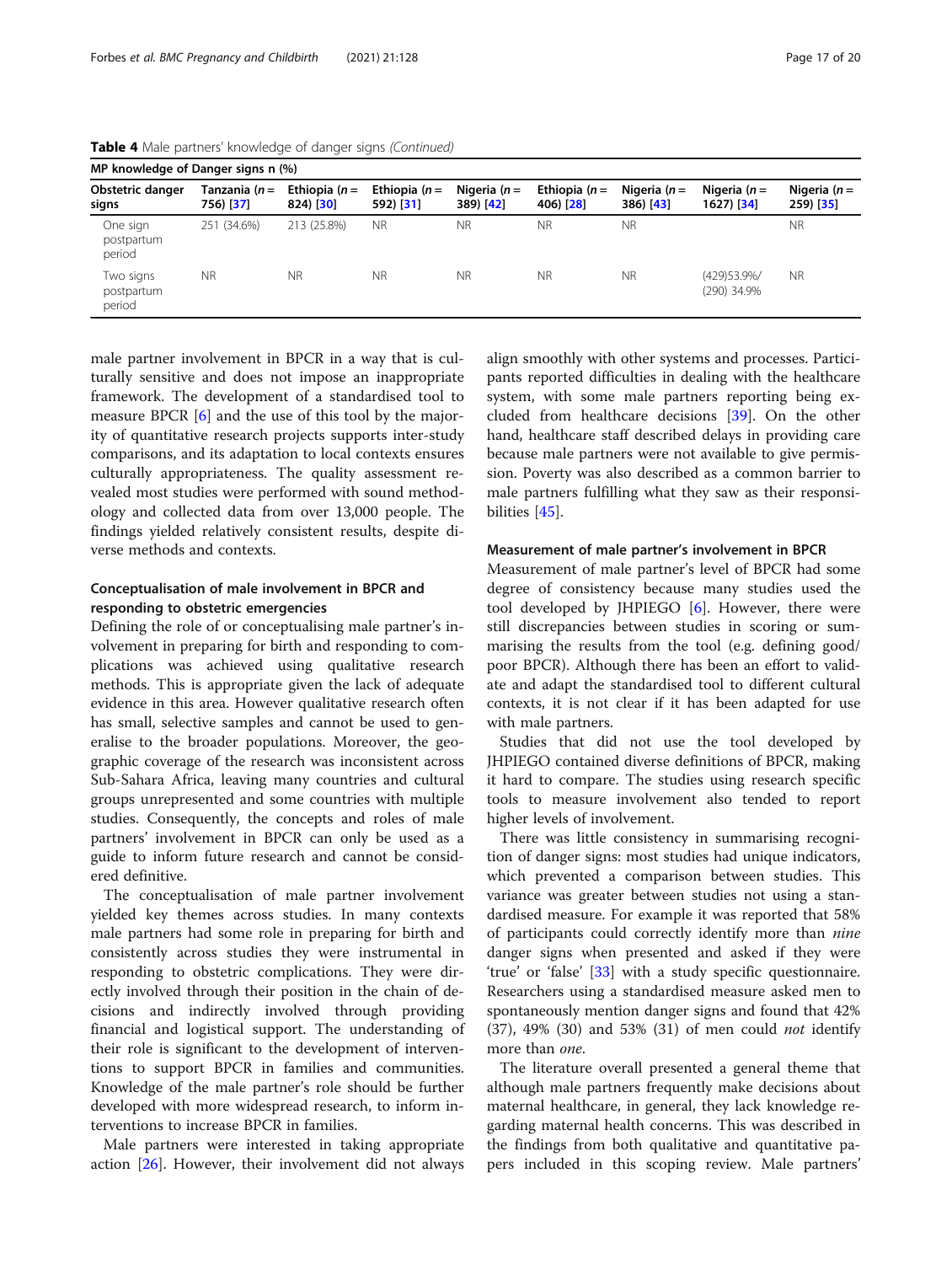**Table 4** Male partners' knowledge of danger signs *(Continued)*

| MP knowledge of Danger signs n (%) | | | | | | | | |
|---|---|---|---|---|---|---|---|---|
| Obstetric danger signs | Tanzania (*n* = 756) [37] | Ethiopia (*n* = 824) [30] | Ethiopia (*n* = 592) [31] | Nigeria (*n* = 389) [42] | Ethiopia (*n* = 406) [28] | Nigeria (*n* = 386) [43] | Nigeria (*n* = 1627) [34] | Nigeria (*n* = 259) [35] |
| One sign postpartum period | 251 (34.6%) | 213 (25.8%) | NR | NR | NR | NR | | NR |
| Two signs postpartum period | NR | NR | NR | NR | NR | NR | (429)53.9%/ (290) 34.9% | NR |

male partner involvement in BPCR in a way that is culturally sensitive and does not impose an inappropriate framework. The development of a standardised tool to measure BPCR [6] and the use of this tool by the majority of quantitative research projects supports inter-study comparisons, and its adaptation to local contexts ensures culturally appropriateness. The quality assessment revealed most studies were performed with sound methodology and collected data from over 13,000 people. The findings yielded relatively consistent results, despite diverse methods and contexts.

### Conceptualisation of male involvement in BPCR and responding to obstetric emergencies

Defining the role of or conceptualising male partner's involvement in preparing for birth and responding to complications was achieved using qualitative research methods. This is appropriate given the lack of adequate evidence in this area. However qualitative research often has small, selective samples and cannot be used to generalise to the broader populations. Moreover, the geographic coverage of the research was inconsistent across Sub-Sahara Africa, leaving many countries and cultural groups unrepresented and some countries with multiple studies. Consequently, the concepts and roles of male partners' involvement in BPCR can only be used as a guide to inform future research and cannot be considered definitive.

The conceptualisation of male partner involvement yielded key themes across studies. In many contexts male partners had some role in preparing for birth and consistently across studies they were instrumental in responding to obstetric complications. They were directly involved through their position in the chain of decisions and indirectly involved through providing financial and logistical support. The understanding of their role is significant to the development of interventions to support BPCR in families and communities. Knowledge of the male partner's role should be further developed with more widespread research, to inform interventions to increase BPCR in families.

Male partners were interested in taking appropriate action [26]. However, their involvement did not always align smoothly with other systems and processes. Participants reported difficulties in dealing with the healthcare system, with some male partners reporting being excluded from healthcare decisions [39]. On the other hand, healthcare staff described delays in providing care because male partners were not available to give permission. Poverty was also described as a common barrier to male partners fulfilling what they saw as their responsibilities [45].

### Measurement of male partner's involvement in BPCR

Measurement of male partner's level of BPCR had some degree of consistency because many studies used the tool developed by JHPIEGO [6]. However, there were still discrepancies between studies in scoring or summarising the results from the tool (e.g. defining good/poor BPCR). Although there has been an effort to validate and adapt the standardised tool to different cultural contexts, it is not clear if it has been adapted for use with male partners.

Studies that did not use the tool developed by JHPIEGO contained diverse definitions of BPCR, making it hard to compare. The studies using research specific tools to measure involvement also tended to report higher levels of involvement.

There was little consistency in summarising recognition of danger signs: most studies had unique indicators, which prevented a comparison between studies. This variance was greater between studies not using a standardised measure. For example it was reported that 58% of participants could correctly identify more than *nine* danger signs when presented and asked if they were 'true' or 'false' [33] with a study specific questionnaire. Researchers using a standardised measure asked men to spontaneously mention danger signs and found that 42% (37), 49% (30) and 53% (31) of men could *not* identify more than *one*.

The literature overall presented a general theme that although male partners frequently make decisions about maternal healthcare, in general, they lack knowledge regarding maternal health concerns. This was described in the findings from both qualitative and quantitative papers included in this scoping review. Male partners'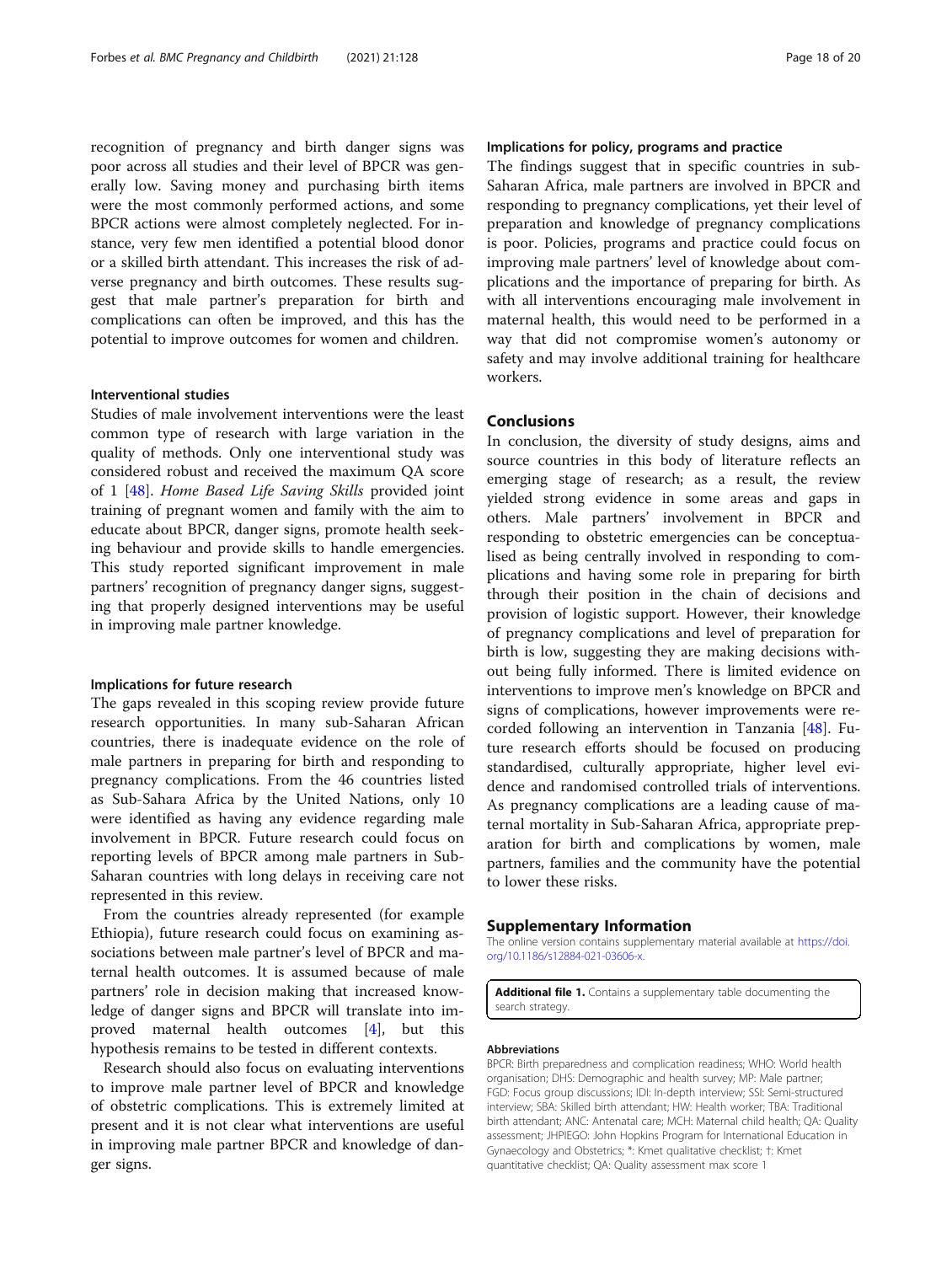recognition of pregnancy and birth danger signs was poor across all studies and their level of BPCR was generally low. Saving money and purchasing birth items were the most commonly performed actions, and some BPCR actions were almost completely neglected. For instance, very few men identified a potential blood donor or a skilled birth attendant. This increases the risk of adverse pregnancy and birth outcomes. These results suggest that male partner's preparation for birth and complications can often be improved, and this has the potential to improve outcomes for women and children.

### Interventional studies

Studies of male involvement interventions were the least common type of research with large variation in the quality of methods. Only one interventional study was considered robust and received the maximum QA score of 1 [48]. *Home Based Life Saving Skills* provided joint training of pregnant women and family with the aim to educate about BPCR, danger signs, promote health seeking behaviour and provide skills to handle emergencies. This study reported significant improvement in male partners' recognition of pregnancy danger signs, suggesting that properly designed interventions may be useful in improving male partner knowledge.

### Implications for future research

The gaps revealed in this scoping review provide future research opportunities. In many sub-Saharan African countries, there is inadequate evidence on the role of male partners in preparing for birth and responding to pregnancy complications. From the 46 countries listed as Sub-Sahara Africa by the United Nations, only 10 were identified as having any evidence regarding male involvement in BPCR. Future research could focus on reporting levels of BPCR among male partners in Sub-Saharan countries with long delays in receiving care not represented in this review.

From the countries already represented (for example Ethiopia), future research could focus on examining associations between male partner's level of BPCR and maternal health outcomes. It is assumed because of male partners' role in decision making that increased knowledge of danger signs and BPCR will translate into improved maternal health outcomes [4], but this hypothesis remains to be tested in different contexts.

Research should also focus on evaluating interventions to improve male partner level of BPCR and knowledge of obstetric complications. This is extremely limited at present and it is not clear what interventions are useful in improving male partner BPCR and knowledge of danger signs.

### Implications for policy, programs and practice

The findings suggest that in specific countries in sub-Saharan Africa, male partners are involved in BPCR and responding to pregnancy complications, yet their level of preparation and knowledge of pregnancy complications is poor. Policies, programs and practice could focus on improving male partners' level of knowledge about complications and the importance of preparing for birth. As with all interventions encouraging male involvement in maternal health, this would need to be performed in a way that did not compromise women's autonomy or safety and may involve additional training for healthcare workers.

## Conclusions

In conclusion, the diversity of study designs, aims and source countries in this body of literature reflects an emerging stage of research; as a result, the review yielded strong evidence in some areas and gaps in others. Male partners' involvement in BPCR and responding to obstetric emergencies can be conceptualised as being centrally involved in responding to complications and having some role in preparing for birth through their position in the chain of decisions and provision of logistic support. However, their knowledge of pregnancy complications and level of preparation for birth is low, suggesting they are making decisions without being fully informed. There is limited evidence on interventions to improve men's knowledge on BPCR and signs of complications, however improvements were recorded following an intervention in Tanzania [48]. Future research efforts should be focused on producing standardised, culturally appropriate, higher level evidence and randomised controlled trials of interventions. As pregnancy complications are a leading cause of maternal mortality in Sub-Saharan Africa, appropriate preparation for birth and complications by women, male partners, families and the community have the potential to lower these risks.

## Supplementary Information

The online version contains supplementary material available at https://doi.org/10.1186/s12884-021-03606-x.

**Additional file 1.** Contains a supplementary table documenting the search strategy.

#### Abbreviations

BPCR: Birth preparedness and complication readiness; WHO: World health organisation; DHS: Demographic and health survey; MP: Male partner; FGD: Focus group discussions; IDI: In-depth interview; SSI: Semi-structured interview; SBA: Skilled birth attendant; HW: Health worker; TBA: Traditional birth attendant; ANC: Antenatal care; MCH: Maternal child health; QA: Quality assessment; JHPIEGO: John Hopkins Program for International Education in Gynaecology and Obstetrics; *: Kmet qualitative checklist; †: Kmet quantitative checklist; QA: Quality assessment max score 1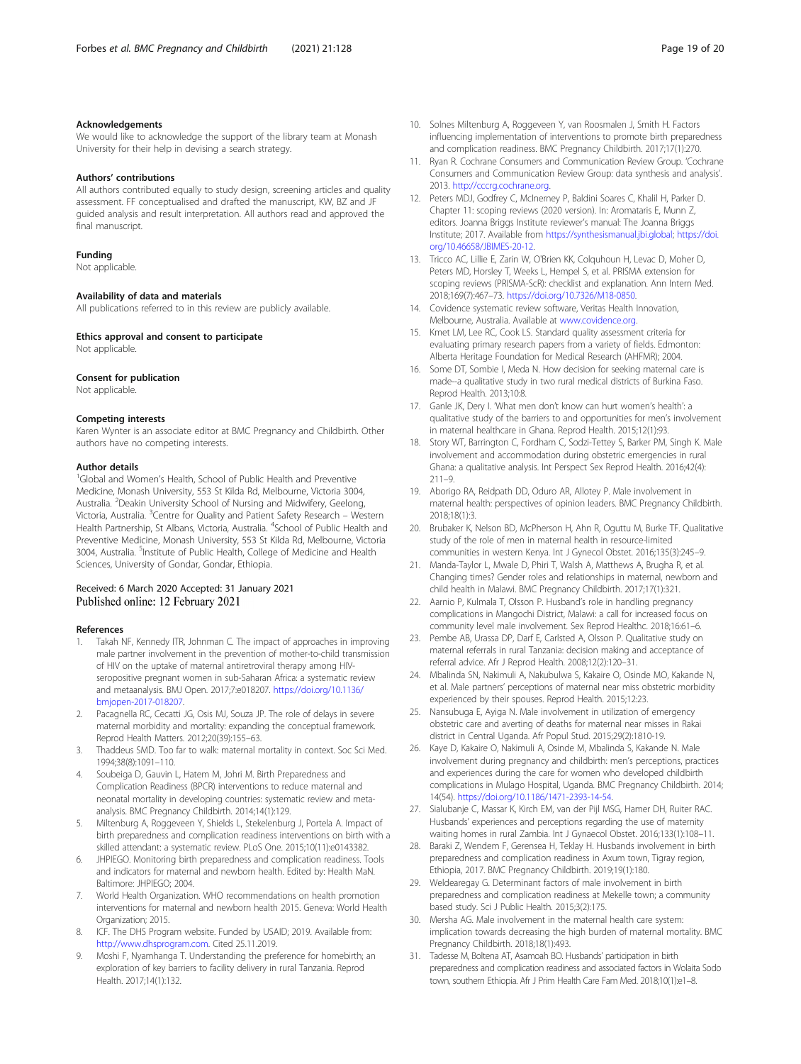### Acknowledgements

We would like to acknowledge the support of the library team at Monash University for their help in devising a search strategy.

### Authors' contributions

All authors contributed equally to study design, screening articles and quality assessment. FF conceptualised and drafted the manuscript, KW, BZ and JF guided analysis and result interpretation. All authors read and approved the final manuscript.

### Funding

Not applicable.

### Availability of data and materials

All publications referred to in this review are publicly available.

### Ethics approval and consent to participate

Not applicable.

### Consent for publication

Not applicable.

### Competing interests

Karen Wynter is an associate editor at BMC Pregnancy and Childbirth. Other authors have no competing interests.

### Author details

[1]Global and Women's Health, School of Public Health and Preventive Medicine, Monash University, 553 St Kilda Rd, Melbourne, Victoria 3004, Australia. [2]Deakin University School of Nursing and Midwifery, Geelong, Victoria, Australia. [3]Centre for Quality and Patient Safety Research – Western Health Partnership, St Albans, Victoria, Australia. [4]School of Public Health and Preventive Medicine, Monash University, 553 St Kilda Rd, Melbourne, Victoria 3004, Australia. [5]Institute of Public Health, College of Medicine and Health Sciences, University of Gondar, Gondar, Ethiopia.

Received: 6 March 2020 Accepted: 31 January 2021
Published online: 12 February 2021

### References

1. Takah NF, Kennedy ITR, Johnman C. The impact of approaches in improving male partner involvement in the prevention of mother-to-child transmission of HIV on the uptake of maternal antiretroviral therapy among HIV-seropositive pregnant women in sub-Saharan Africa: a systematic review and metaanalysis. BMJ Open. 2017;7:e018207. https://doi.org/10.1136/bmjopen-2017-018207.
2. Pacagnella RC, Cecatti JG, Osis MJ, Souza JP. The role of delays in severe maternal morbidity and mortality: expanding the conceptual framework. Reprod Health Matters. 2012;20(39):155–63.
3. Thaddeus SMD. Too far to walk: maternal mortality in context. Soc Sci Med. 1994;38(8):1091–110.
4. Soubeiga D, Gauvin L, Hatem M, Johri M. Birth Preparedness and Complication Readiness (BPCR) interventions to reduce maternal and neonatal mortality in developing countries: systematic review and meta-analysis. BMC Pregnancy Childbirth. 2014;14(1):129.
5. Miltenburg A, Roggeveen Y, Shields L, Stekelenburg J, Portela A. Impact of birth preparedness and complication readiness interventions on birth with a skilled attendant: a systematic review. PLoS One. 2015;10(11):e0143382.
6. JHPIEGO. Monitoring birth preparedness and complication readiness. Tools and indicators for maternal and newborn health. Edited by: Health MaN. Baltimore: JHPIEGO; 2004.
7. World Health Organization. WHO recommendations on health promotion interventions for maternal and newborn health 2015. Geneva: World Health Organization; 2015.
8. ICF. The DHS Program website. Funded by USAID; 2019. Available from: http://www.dhsprogram.com. Cited 25.11.2019.
9. Moshi F, Nyamhanga T. Understanding the preference for homebirth; an exploration of key barriers to facility delivery in rural Tanzania. Reprod Health. 2017;14(1):132.
10. Solnes Miltenburg A, Roggeveen Y, van Roosmalen J, Smith H. Factors influencing implementation of interventions to promote birth preparedness and complication readiness. BMC Pregnancy Childbirth. 2017;17(1):270.
11. Ryan R. Cochrane Consumers and Communication Review Group. 'Cochrane Consumers and Communication Review Group: data synthesis and analysis'. 2013. http://cccrg.cochrane.org.
12. Peters MDJ, Godfrey C, McInerney P, Baldini Soares C, Khalil H, Parker D. Chapter 11: scoping reviews (2020 version). In: Aromataris E, Munn Z, editors. Joanna Briggs Institute reviewer's manual: The Joanna Briggs Institute; 2017. Available from https://synthesismanual.jbi.global; https://doi.org/10.46658/JBIMES-20-12.
13. Tricco AC, Lillie E, Zarin W, O'Brien KK, Colquhoun H, Levac D, Moher D, Peters MD, Horsley T, Weeks L, Hempel S, et al. PRISMA extension for scoping reviews (PRISMA-ScR): checklist and explanation. Ann Intern Med. 2018;169(7):467–73. https://doi.org/10.7326/M18-0850.
14. Covidence systematic review software, Veritas Health Innovation, Melbourne, Australia. Available at www.covidence.org.
15. Kmet LM, Lee RC, Cook LS. Standard quality assessment criteria for evaluating primary research papers from a variety of fields. Edmonton: Alberta Heritage Foundation for Medical Research (AHFMR); 2004.
16. Some DT, Sombie I, Meda N. How decision for seeking maternal care is made--a qualitative study in two rural medical districts of Burkina Faso. Reprod Health. 2013;10:8.
17. Ganle JK, Dery I. 'What men don't know can hurt women's health': a qualitative study of the barriers to and opportunities for men's involvement in maternal healthcare in Ghana. Reprod Health. 2015;12(1):93.
18. Story WT, Barrington C, Fordham C, Sodzi-Tettey S, Barker PM, Singh K. Male involvement and accommodation during obstetric emergencies in rural Ghana: a qualitative analysis. Int Perspect Sex Reprod Health. 2016;42(4):211–9.
19. Aborigo RA, Reidpath DD, Oduro AR, Allotey P. Male involvement in maternal health: perspectives of opinion leaders. BMC Pregnancy Childbirth. 2018;18(1):3.
20. Brubaker K, Nelson BD, McPherson H, Ahn R, Oguttu M, Burke TF. Qualitative study of the role of men in maternal health in resource-limited communities in western Kenya. Int J Gynecol Obstet. 2016;135(3):245–9.
21. Manda-Taylor L, Mwale D, Phiri T, Walsh A, Matthews A, Brugha R, et al. Changing times? Gender roles and relationships in maternal, newborn and child health in Malawi. BMC Pregnancy Childbirth. 2017;17(1):321.
22. Aarnio P, Kulmala T, Olsson P. Husband's role in handling pregnancy complications in Mangochi District, Malawi: a call for increased focus on community level male involvement. Sex Reprod Healthc. 2018;16:61–6.
23. Pembe AB, Urassa DP, Darf E, Carlsted A, Olsson P. Qualitative study on maternal referrals in rural Tanzania: decision making and acceptance of referral advice. Afr J Reprod Health. 2008;12(2):120–31.
24. Mbalinda SN, Nakimuli A, Nakubulwa S, Kakaire O, Osinde MO, Kakande N, et al. Male partners' perceptions of maternal near miss obstetric morbidity experienced by their spouses. Reprod Health. 2015;12:23.
25. Nansubuga E, Ayiga N. Male involvement in utilization of emergency obstetric care and averting of deaths for maternal near misses in Rakai district in Central Uganda. Afr Popul Stud. 2015;29(2):1810-19.
26. Kaye D, Kakaire O, Nakimuli A, Osinde M, Mbalinda S, Kakande N. Male involvement during pregnancy and childbirth: men's perceptions, practices and experiences during the care for women who developed childbirth complications in Mulago Hospital, Uganda. BMC Pregnancy Childbirth. 2014;14(54). https://doi.org/10.1186/1471-2393-14-54.
27. Sialubanje C, Massar K, Kirch EM, van der Pijl MSG, Hamer DH, Ruiter RAC. Husbands' experiences and perceptions regarding the use of maternity waiting homes in rural Zambia. Int J Gynaecol Obstet. 2016;133(1):108–11.
28. Baraki Z, Wendem F, Gerensea H, Teklay H. Husbands involvement in birth preparedness and complication readiness in Axum town, Tigray region, Ethiopia, 2017. BMC Pregnancy Childbirth. 2019;19(1):180.
29. Weldearegay G. Determinant factors of male involvement in birth preparedness and complication readiness at Mekelle town; a community based study. Sci J Public Health. 2015;3(2):175.
30. Mersha AG. Male involvement in the maternal health care system: implication towards decreasing the high burden of maternal mortality. BMC Pregnancy Childbirth. 2018;18(1):493.
31. Tadesse M, Boltena AT, Asamoah BO. Husbands' participation in birth preparedness and complication readiness and associated factors in Wolaita Sodo town, southern Ethiopia. Afr J Prim Health Care Fam Med. 2018;10(1):e1–8.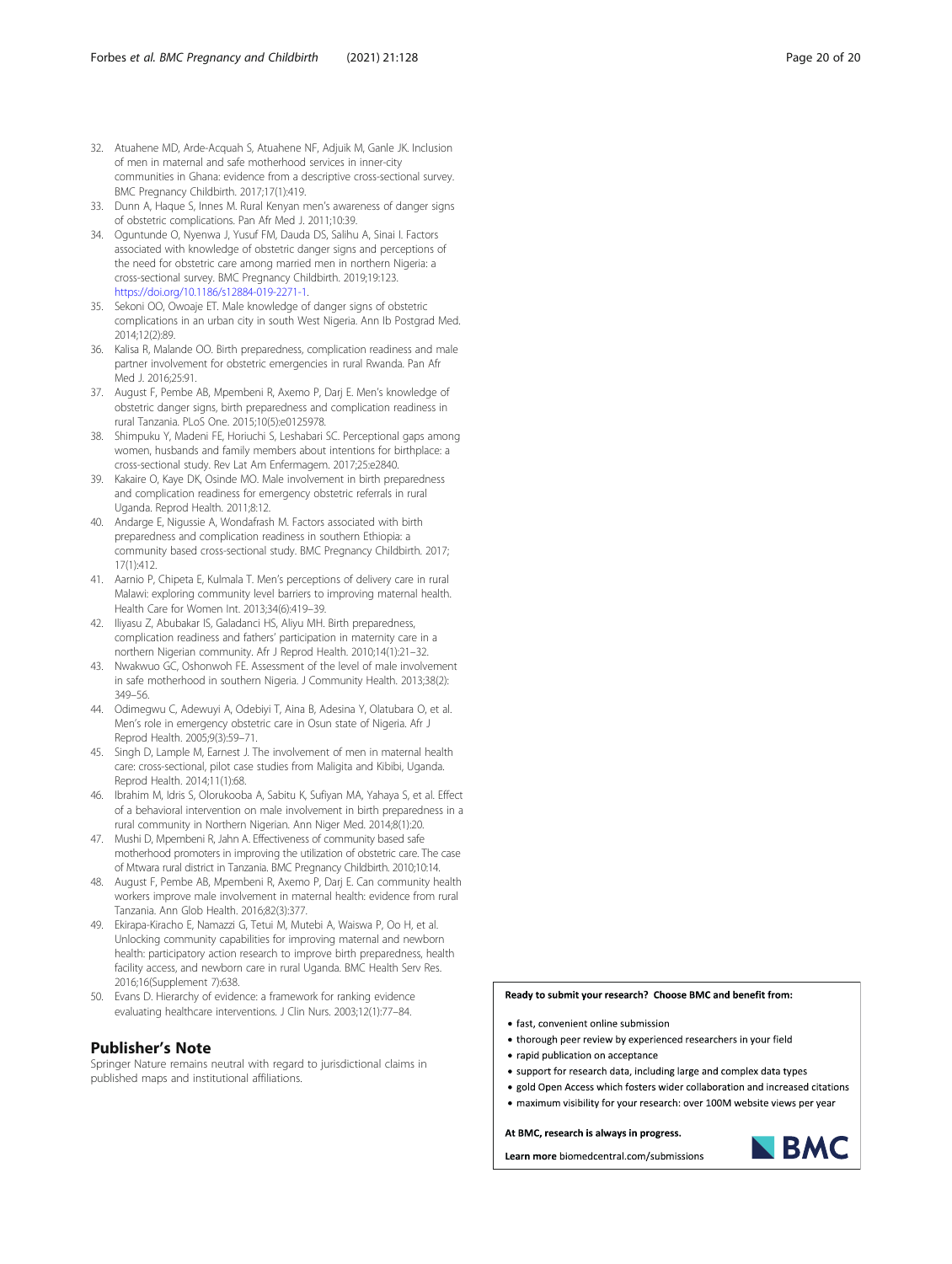32. Atuahene MD, Arde-Acquah S, Atuahene NF, Adjuik M, Ganle JK. Inclusion of men in maternal and safe motherhood services in inner-city communities in Ghana: evidence from a descriptive cross-sectional survey. BMC Pregnancy Childbirth. 2017;17(1):419.
33. Dunn A, Haque S, Innes M. Rural Kenyan men's awareness of danger signs of obstetric complications. Pan Afr Med J. 2011;10:39.
34. Oguntunde O, Nyenwa J, Yusuf FM, Dauda DS, Salihu A, Sinai I. Factors associated with knowledge of obstetric danger signs and perceptions of the need for obstetric care among married men in northern Nigeria: a cross-sectional survey. BMC Pregnancy Childbirth. 2019;19:123. https://doi.org/10.1186/s12884-019-2271-1.
35. Sekoni OO, Owoaje ET. Male knowledge of danger signs of obstetric complications in an urban city in south West Nigeria. Ann Ib Postgrad Med. 2014;12(2):89.
36. Kalisa R, Malande OO. Birth preparedness, complication readiness and male partner involvement for obstetric emergencies in rural Rwanda. Pan Afr Med J. 2016;25:91.
37. August F, Pembe AB, Mpembeni R, Axemo P, Darj E. Men's knowledge of obstetric danger signs, birth preparedness and complication readiness in rural Tanzania. PLoS One. 2015;10(5):e0125978.
38. Shimpuku Y, Madeni FE, Horiuchi S, Leshabari SC. Perceptional gaps among women, husbands and family members about intentions for birthplace: a cross-sectional study. Rev Lat Am Enfermagem. 2017;25:e2840.
39. Kakaire O, Kaye DK, Osinde MO. Male involvement in birth preparedness and complication readiness for emergency obstetric referrals in rural Uganda. Reprod Health. 2011;8:12.
40. Andarge E, Nigussie A, Wondafrash M. Factors associated with birth preparedness and complication readiness in southern Ethiopia: a community based cross-sectional study. BMC Pregnancy Childbirth. 2017; 17(1):412.
41. Aarnio P, Chipeta E, Kulmala T. Men's perceptions of delivery care in rural Malawi: exploring community level barriers to improving maternal health. Health Care for Women Int. 2013;34(6):419–39.
42. Iliyasu Z, Abubakar IS, Galadanci HS, Aliyu MH. Birth preparedness, complication readiness and fathers' participation in maternity care in a northern Nigerian community. Afr J Reprod Health. 2010;14(1):21–32.
43. Nwakwuo GC, Oshonwoh FE. Assessment of the level of male involvement in safe motherhood in southern Nigeria. J Community Health. 2013;38(2): 349–56.
44. Odimegwu C, Adewuyi A, Odebiyi T, Aina B, Adesina Y, Olatubara O, et al. Men's role in emergency obstetric care in Osun state of Nigeria. Afr J Reprod Health. 2005;9(3):59–71.
45. Singh D, Lample M, Earnest J. The involvement of men in maternal health care: cross-sectional, pilot case studies from Maligita and Kibibi, Uganda. Reprod Health. 2014;11(1):68.
46. Ibrahim M, Idris S, Olorukooba A, Sabitu K, Sufiyan MA, Yahaya S, et al. Effect of a behavioral intervention on male involvement in birth preparedness in a rural community in Northern Nigerian. Ann Niger Med. 2014;8(1):20.
47. Mushi D, Mpembeni R, Jahn A. Effectiveness of community based safe motherhood promoters in improving the utilization of obstetric care. The case of Mtwara rural district in Tanzania. BMC Pregnancy Childbirth. 2010;10:14.
48. August F, Pembe AB, Mpembeni R, Axemo P, Darj E. Can community health workers improve male involvement in maternal health: evidence from rural Tanzania. Ann Glob Health. 2016;82(3):377.
49. Ekirapa-Kiracho E, Namazzi G, Tetui M, Mutebi A, Waiswa P, Oo H, et al. Unlocking community capabilities for improving maternal and newborn health: participatory action research to improve birth preparedness, health facility access, and newborn care in rural Uganda. BMC Health Serv Res. 2016;16(Supplement 7):638.
50. Evans D. Hierarchy of evidence: a framework for ranking evidence evaluating healthcare interventions. J Clin Nurs. 2003;12(1):77–84.

## Publisher's Note

Springer Nature remains neutral with regard to jurisdictional claims in published maps and institutional affiliations.

**Ready to submit your research? Choose BMC and benefit from:**

- fast, convenient online submission
- thorough peer review by experienced researchers in your field
- rapid publication on acceptance
- support for research data, including large and complex data types
- gold Open Access which fosters wider collaboration and increased citations
- maximum visibility for your research: over 100M website views per year

**At BMC, research is always in progress.**

**Learn more** biomedcentral.com/submissions

BMC